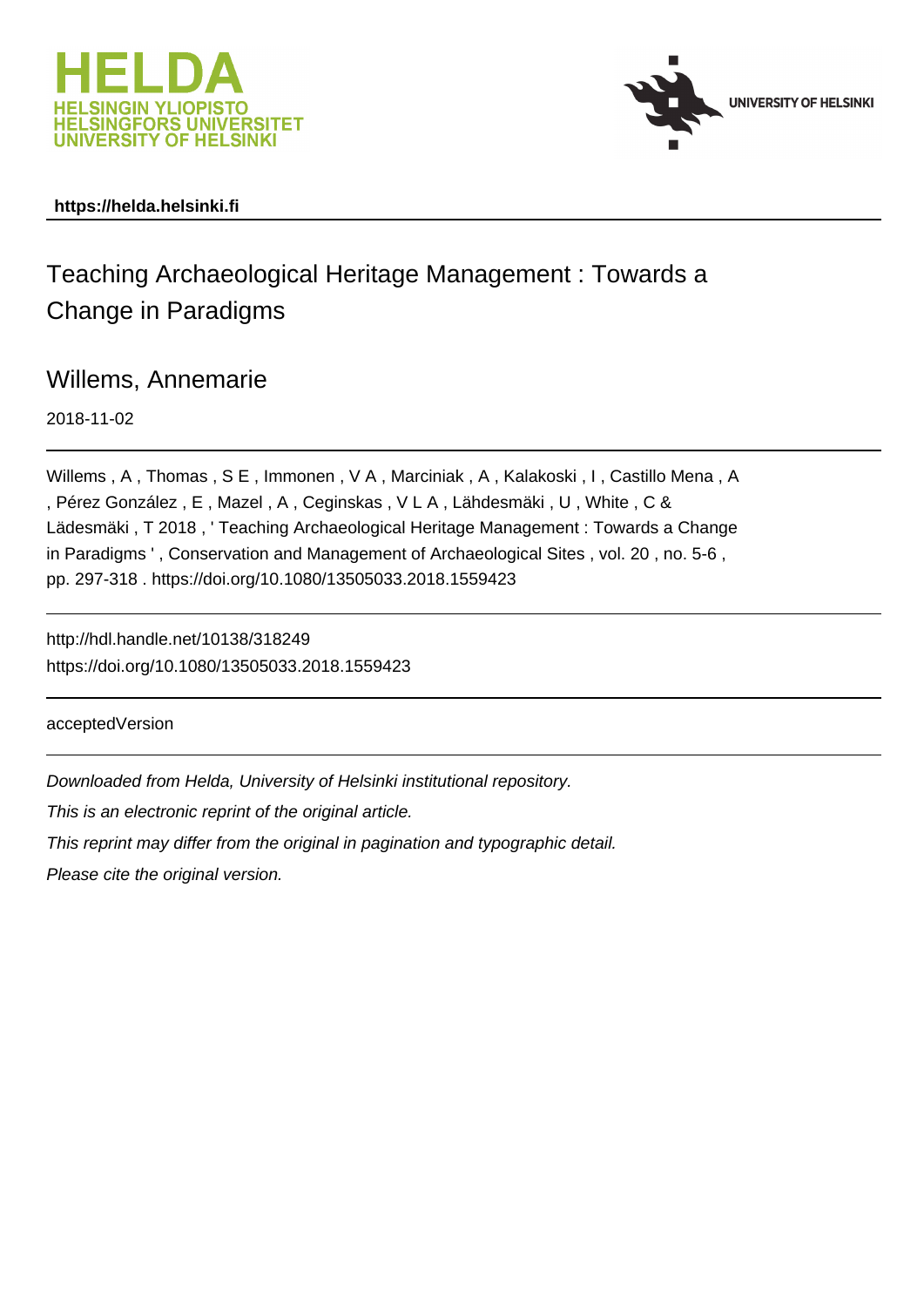**https://helda.helsinki.fi**

# Teaching Archaeological Heritage Management : Towards a Change in Paradigms

## Willems, Annemarie

2018-11-02

Willems , A , Thomas , S E , Immonen , V A , Marciniak , A , Kalakoski , I , Castillo Mena , A , Pérez González , E , Mazel , A , Ceginskas , V L A , Lähdesmäki , U , White , C & Lädesmäki , T 2018 , ' Teaching Archaeological Heritage Management : Towards a Change in Paradigms ' , Conservation and Management of Archaeological Sites , vol. 20 , no. 5-6 , pp. 297-318 . https://doi.org/10.1080/13505033.2018.1559423

http://hdl.handle.net/10138/318249
https://doi.org/10.1080/13505033.2018.1559423

acceptedVersion

*Downloaded from Helda, University of Helsinki institutional repository.*

*This is an electronic reprint of the original article.*

*This reprint may differ from the original in pagination and typographic detail.*

*Please cite the original version.*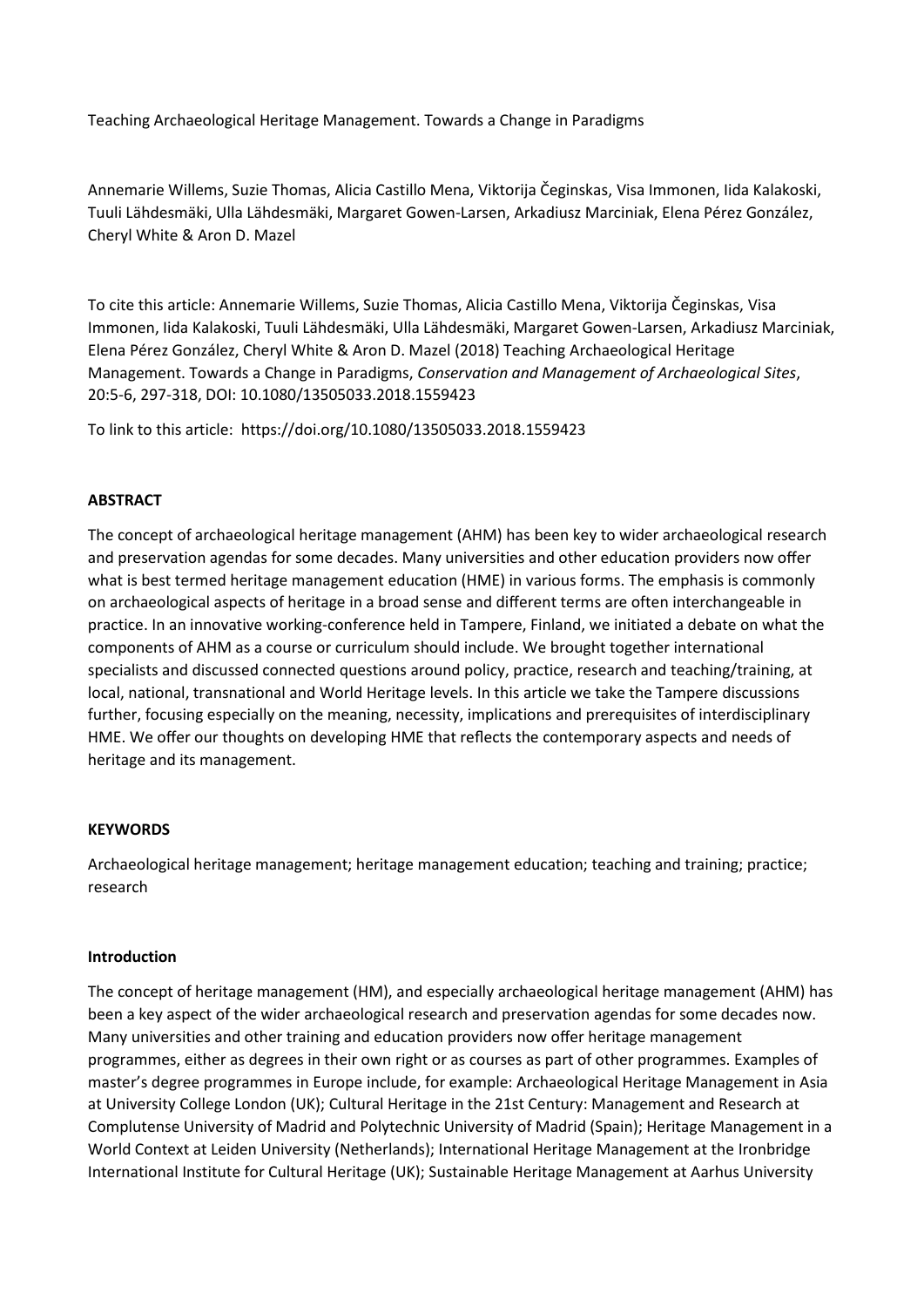Teaching Archaeological Heritage Management. Towards a Change in Paradigms

Annemarie Willems, Suzie Thomas, Alicia Castillo Mena, Viktorija Čeginskas, Visa Immonen, Iida Kalakoski, Tuuli Lähdesmäki, Ulla Lähdesmäki, Margaret Gowen-Larsen, Arkadiusz Marciniak, Elena Pérez González, Cheryl White & Aron D. Mazel

To cite this article: Annemarie Willems, Suzie Thomas, Alicia Castillo Mena, Viktorija Čeginskas, Visa Immonen, Iida Kalakoski, Tuuli Lähdesmäki, Ulla Lähdesmäki, Margaret Gowen-Larsen, Arkadiusz Marciniak, Elena Pérez González, Cheryl White & Aron D. Mazel (2018) Teaching Archaeological Heritage Management. Towards a Change in Paradigms, *Conservation and Management of Archaeological Sites*, 20:5-6, 297-318, DOI: 10.1080/13505033.2018.1559423

To link to this article: https://doi.org/10.1080/13505033.2018.1559423

## ABSTRACT

The concept of archaeological heritage management (AHM) has been key to wider archaeological research and preservation agendas for some decades. Many universities and other education providers now offer what is best termed heritage management education (HME) in various forms. The emphasis is commonly on archaeological aspects of heritage in a broad sense and different terms are often interchangeable in practice. In an innovative working-conference held in Tampere, Finland, we initiated a debate on what the components of AHM as a course or curriculum should include. We brought together international specialists and discussed connected questions around policy, practice, research and teaching/training, at local, national, transnational and World Heritage levels. In this article we take the Tampere discussions further, focusing especially on the meaning, necessity, implications and prerequisites of interdisciplinary HME. We offer our thoughts on developing HME that reflects the contemporary aspects and needs of heritage and its management.

## KEYWORDS

Archaeological heritage management; heritage management education; teaching and training; practice; research

## Introduction

The concept of heritage management (HM), and especially archaeological heritage management (AHM) has been a key aspect of the wider archaeological research and preservation agendas for some decades now. Many universities and other training and education providers now offer heritage management programmes, either as degrees in their own right or as courses as part of other programmes. Examples of master's degree programmes in Europe include, for example: Archaeological Heritage Management in Asia at University College London (UK); Cultural Heritage in the 21st Century: Management and Research at Complutense University of Madrid and Polytechnic University of Madrid (Spain); Heritage Management in a World Context at Leiden University (Netherlands); International Heritage Management at the Ironbridge International Institute for Cultural Heritage (UK); Sustainable Heritage Management at Aarhus University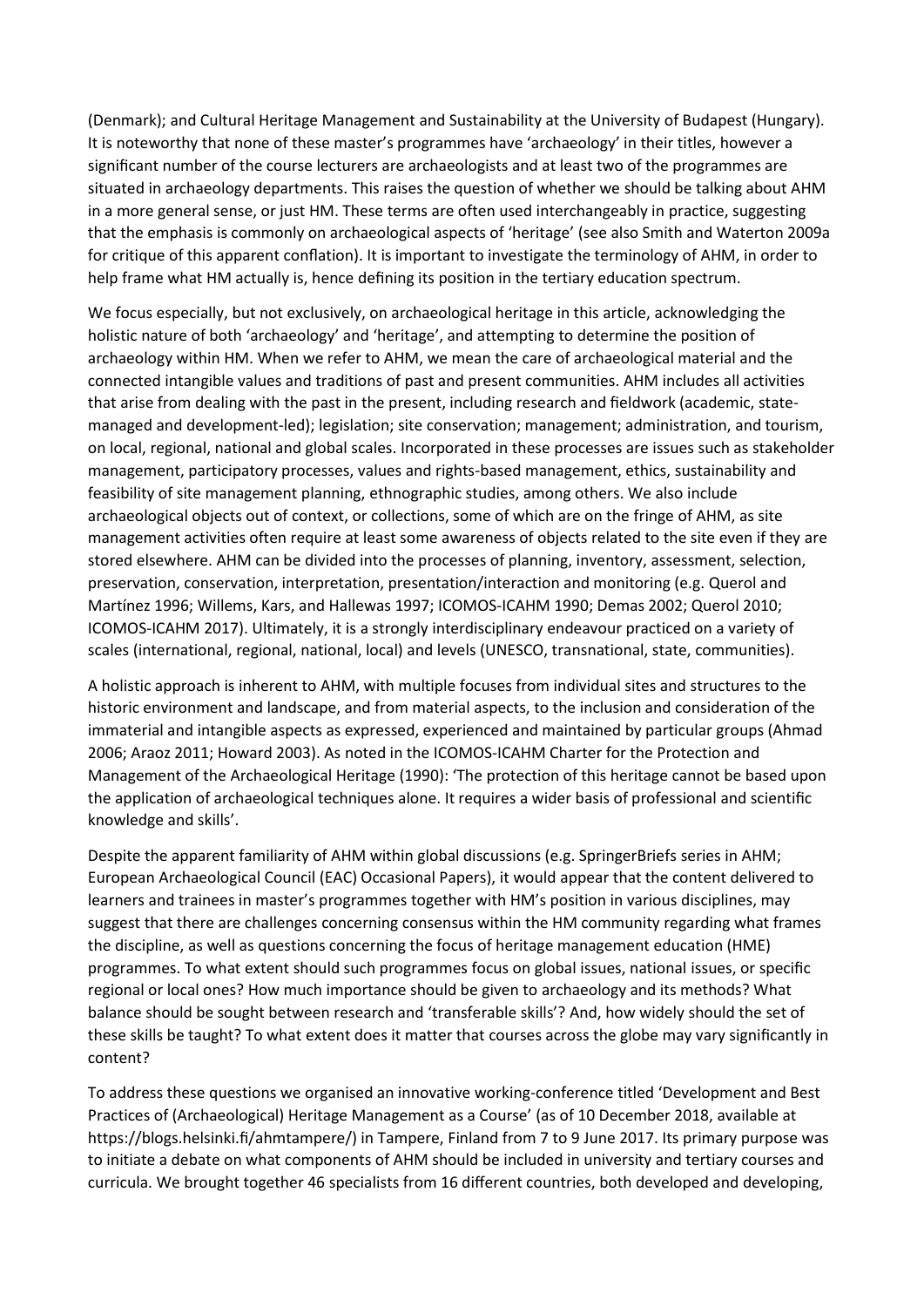(Denmark); and Cultural Heritage Management and Sustainability at the University of Budapest (Hungary). It is noteworthy that none of these master's programmes have 'archaeology' in their titles, however a significant number of the course lecturers are archaeologists and at least two of the programmes are situated in archaeology departments. This raises the question of whether we should be talking about AHM in a more general sense, or just HM. These terms are often used interchangeably in practice, suggesting that the emphasis is commonly on archaeological aspects of 'heritage' (see also Smith and Waterton 2009a for critique of this apparent conflation). It is important to investigate the terminology of AHM, in order to help frame what HM actually is, hence defining its position in the tertiary education spectrum.

We focus especially, but not exclusively, on archaeological heritage in this article, acknowledging the holistic nature of both 'archaeology' and 'heritage', and attempting to determine the position of archaeology within HM. When we refer to AHM, we mean the care of archaeological material and the connected intangible values and traditions of past and present communities. AHM includes all activities that arise from dealing with the past in the present, including research and fieldwork (academic, state-managed and development-led); legislation; site conservation; management; administration, and tourism, on local, regional, national and global scales. Incorporated in these processes are issues such as stakeholder management, participatory processes, values and rights-based management, ethics, sustainability and feasibility of site management planning, ethnographic studies, among others. We also include archaeological objects out of context, or collections, some of which are on the fringe of AHM, as site management activities often require at least some awareness of objects related to the site even if they are stored elsewhere. AHM can be divided into the processes of planning, inventory, assessment, selection, preservation, conservation, interpretation, presentation/interaction and monitoring (e.g. Querol and Martínez 1996; Willems, Kars, and Hallewas 1997; ICOMOS-ICAHM 1990; Demas 2002; Querol 2010; ICOMOS-ICAHM 2017). Ultimately, it is a strongly interdisciplinary endeavour practiced on a variety of scales (international, regional, national, local) and levels (UNESCO, transnational, state, communities).

A holistic approach is inherent to AHM, with multiple focuses from individual sites and structures to the historic environment and landscape, and from material aspects, to the inclusion and consideration of the immaterial and intangible aspects as expressed, experienced and maintained by particular groups (Ahmad 2006; Araoz 2011; Howard 2003). As noted in the ICOMOS-ICAHM Charter for the Protection and Management of the Archaeological Heritage (1990): 'The protection of this heritage cannot be based upon the application of archaeological techniques alone. It requires a wider basis of professional and scientific knowledge and skills'.

Despite the apparent familiarity of AHM within global discussions (e.g. SpringerBriefs series in AHM; European Archaeological Council (EAC) Occasional Papers), it would appear that the content delivered to learners and trainees in master's programmes together with HM's position in various disciplines, may suggest that there are challenges concerning consensus within the HM community regarding what frames the discipline, as well as questions concerning the focus of heritage management education (HME) programmes. To what extent should such programmes focus on global issues, national issues, or specific regional or local ones? How much importance should be given to archaeology and its methods? What balance should be sought between research and 'transferable skills'? And, how widely should the set of these skills be taught? To what extent does it matter that courses across the globe may vary significantly in content?

To address these questions we organised an innovative working-conference titled 'Development and Best Practices of (Archaeological) Heritage Management as a Course' (as of 10 December 2018, available at https://blogs.helsinki.fi/ahmtampere/) in Tampere, Finland from 7 to 9 June 2017. Its primary purpose was to initiate a debate on what components of AHM should be included in university and tertiary courses and curricula. We brought together 46 specialists from 16 different countries, both developed and developing,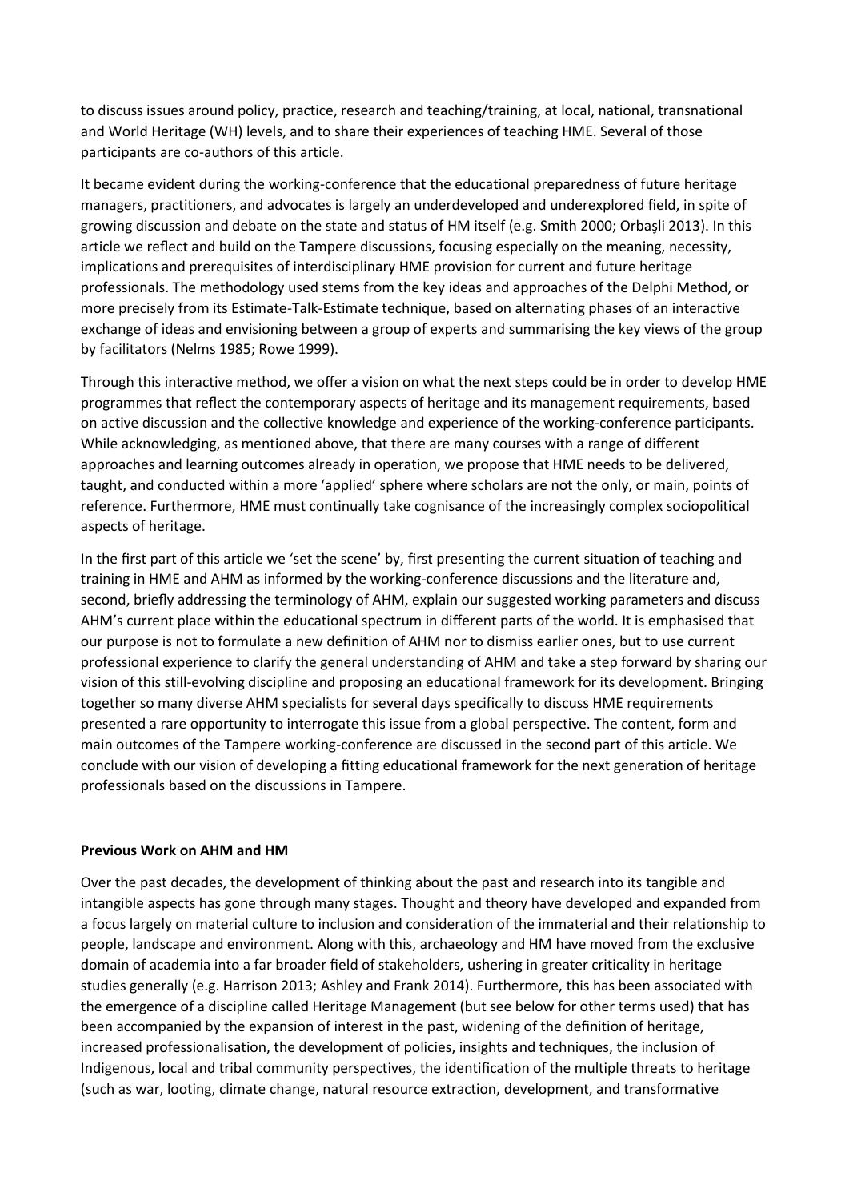to discuss issues around policy, practice, research and teaching/training, at local, national, transnational and World Heritage (WH) levels, and to share their experiences of teaching HME. Several of those participants are co-authors of this article.

It became evident during the working-conference that the educational preparedness of future heritage managers, practitioners, and advocates is largely an underdeveloped and underexplored field, in spite of growing discussion and debate on the state and status of HM itself (e.g. Smith 2000; Orbaşli 2013). In this article we reflect and build on the Tampere discussions, focusing especially on the meaning, necessity, implications and prerequisites of interdisciplinary HME provision for current and future heritage professionals. The methodology used stems from the key ideas and approaches of the Delphi Method, or more precisely from its Estimate-Talk-Estimate technique, based on alternating phases of an interactive exchange of ideas and envisioning between a group of experts and summarising the key views of the group by facilitators (Nelms 1985; Rowe 1999).

Through this interactive method, we offer a vision on what the next steps could be in order to develop HME programmes that reflect the contemporary aspects of heritage and its management requirements, based on active discussion and the collective knowledge and experience of the working-conference participants. While acknowledging, as mentioned above, that there are many courses with a range of different approaches and learning outcomes already in operation, we propose that HME needs to be delivered, taught, and conducted within a more 'applied' sphere where scholars are not the only, or main, points of reference. Furthermore, HME must continually take cognisance of the increasingly complex sociopolitical aspects of heritage.

In the first part of this article we 'set the scene' by, first presenting the current situation of teaching and training in HME and AHM as informed by the working-conference discussions and the literature and, second, briefly addressing the terminology of AHM, explain our suggested working parameters and discuss AHM's current place within the educational spectrum in different parts of the world. It is emphasised that our purpose is not to formulate a new definition of AHM nor to dismiss earlier ones, but to use current professional experience to clarify the general understanding of AHM and take a step forward by sharing our vision of this still-evolving discipline and proposing an educational framework for its development. Bringing together so many diverse AHM specialists for several days specifically to discuss HME requirements presented a rare opportunity to interrogate this issue from a global perspective. The content, form and main outcomes of the Tampere working-conference are discussed in the second part of this article. We conclude with our vision of developing a fitting educational framework for the next generation of heritage professionals based on the discussions in Tampere.

**Previous Work on AHM and HM**

Over the past decades, the development of thinking about the past and research into its tangible and intangible aspects has gone through many stages. Thought and theory have developed and expanded from a focus largely on material culture to inclusion and consideration of the immaterial and their relationship to people, landscape and environment. Along with this, archaeology and HM have moved from the exclusive domain of academia into a far broader field of stakeholders, ushering in greater criticality in heritage studies generally (e.g. Harrison 2013; Ashley and Frank 2014). Furthermore, this has been associated with the emergence of a discipline called Heritage Management (but see below for other terms used) that has been accompanied by the expansion of interest in the past, widening of the definition of heritage, increased professionalisation, the development of policies, insights and techniques, the inclusion of Indigenous, local and tribal community perspectives, the identification of the multiple threats to heritage (such as war, looting, climate change, natural resource extraction, development, and transformative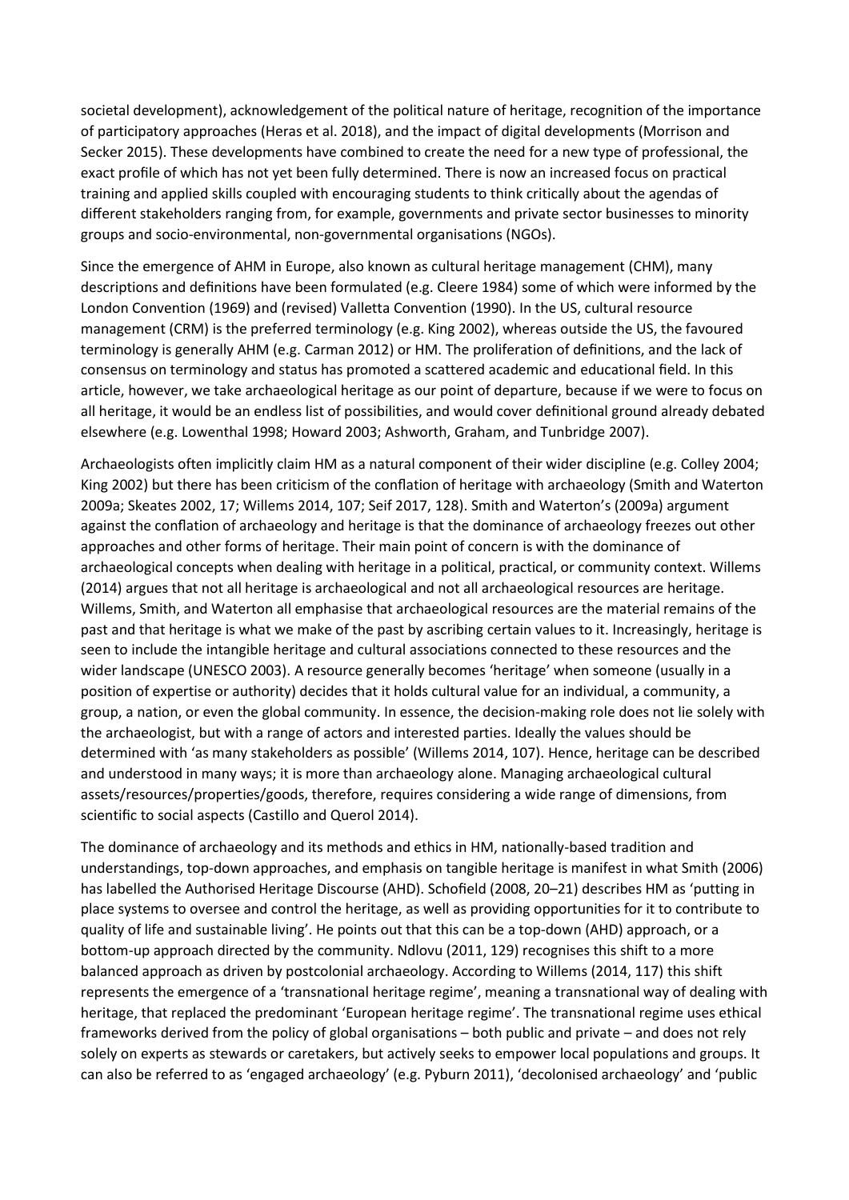societal development), acknowledgement of the political nature of heritage, recognition of the importance of participatory approaches (Heras et al. 2018), and the impact of digital developments (Morrison and Secker 2015). These developments have combined to create the need for a new type of professional, the exact profile of which has not yet been fully determined. There is now an increased focus on practical training and applied skills coupled with encouraging students to think critically about the agendas of different stakeholders ranging from, for example, governments and private sector businesses to minority groups and socio-environmental, non-governmental organisations (NGOs).

Since the emergence of AHM in Europe, also known as cultural heritage management (CHM), many descriptions and definitions have been formulated (e.g. Cleere 1984) some of which were informed by the London Convention (1969) and (revised) Valletta Convention (1990). In the US, cultural resource management (CRM) is the preferred terminology (e.g. King 2002), whereas outside the US, the favoured terminology is generally AHM (e.g. Carman 2012) or HM. The proliferation of definitions, and the lack of consensus on terminology and status has promoted a scattered academic and educational field. In this article, however, we take archaeological heritage as our point of departure, because if we were to focus on all heritage, it would be an endless list of possibilities, and would cover definitional ground already debated elsewhere (e.g. Lowenthal 1998; Howard 2003; Ashworth, Graham, and Tunbridge 2007).

Archaeologists often implicitly claim HM as a natural component of their wider discipline (e.g. Colley 2004; King 2002) but there has been criticism of the conflation of heritage with archaeology (Smith and Waterton 2009a; Skeates 2002, 17; Willems 2014, 107; Seif 2017, 128). Smith and Waterton's (2009a) argument against the conflation of archaeology and heritage is that the dominance of archaeology freezes out other approaches and other forms of heritage. Their main point of concern is with the dominance of archaeological concepts when dealing with heritage in a political, practical, or community context. Willems (2014) argues that not all heritage is archaeological and not all archaeological resources are heritage. Willems, Smith, and Waterton all emphasise that archaeological resources are the material remains of the past and that heritage is what we make of the past by ascribing certain values to it. Increasingly, heritage is seen to include the intangible heritage and cultural associations connected to these resources and the wider landscape (UNESCO 2003). A resource generally becomes 'heritage' when someone (usually in a position of expertise or authority) decides that it holds cultural value for an individual, a community, a group, a nation, or even the global community. In essence, the decision-making role does not lie solely with the archaeologist, but with a range of actors and interested parties. Ideally the values should be determined with 'as many stakeholders as possible' (Willems 2014, 107). Hence, heritage can be described and understood in many ways; it is more than archaeology alone. Managing archaeological cultural assets/resources/properties/goods, therefore, requires considering a wide range of dimensions, from scientific to social aspects (Castillo and Querol 2014).

The dominance of archaeology and its methods and ethics in HM, nationally-based tradition and understandings, top-down approaches, and emphasis on tangible heritage is manifest in what Smith (2006) has labelled the Authorised Heritage Discourse (AHD). Schofield (2008, 20–21) describes HM as 'putting in place systems to oversee and control the heritage, as well as providing opportunities for it to contribute to quality of life and sustainable living'. He points out that this can be a top-down (AHD) approach, or a bottom-up approach directed by the community. Ndlovu (2011, 129) recognises this shift to a more balanced approach as driven by postcolonial archaeology. According to Willems (2014, 117) this shift represents the emergence of a 'transnational heritage regime', meaning a transnational way of dealing with heritage, that replaced the predominant 'European heritage regime'. The transnational regime uses ethical frameworks derived from the policy of global organisations – both public and private – and does not rely solely on experts as stewards or caretakers, but actively seeks to empower local populations and groups. It can also be referred to as 'engaged archaeology' (e.g. Pyburn 2011), 'decolonised archaeology' and 'public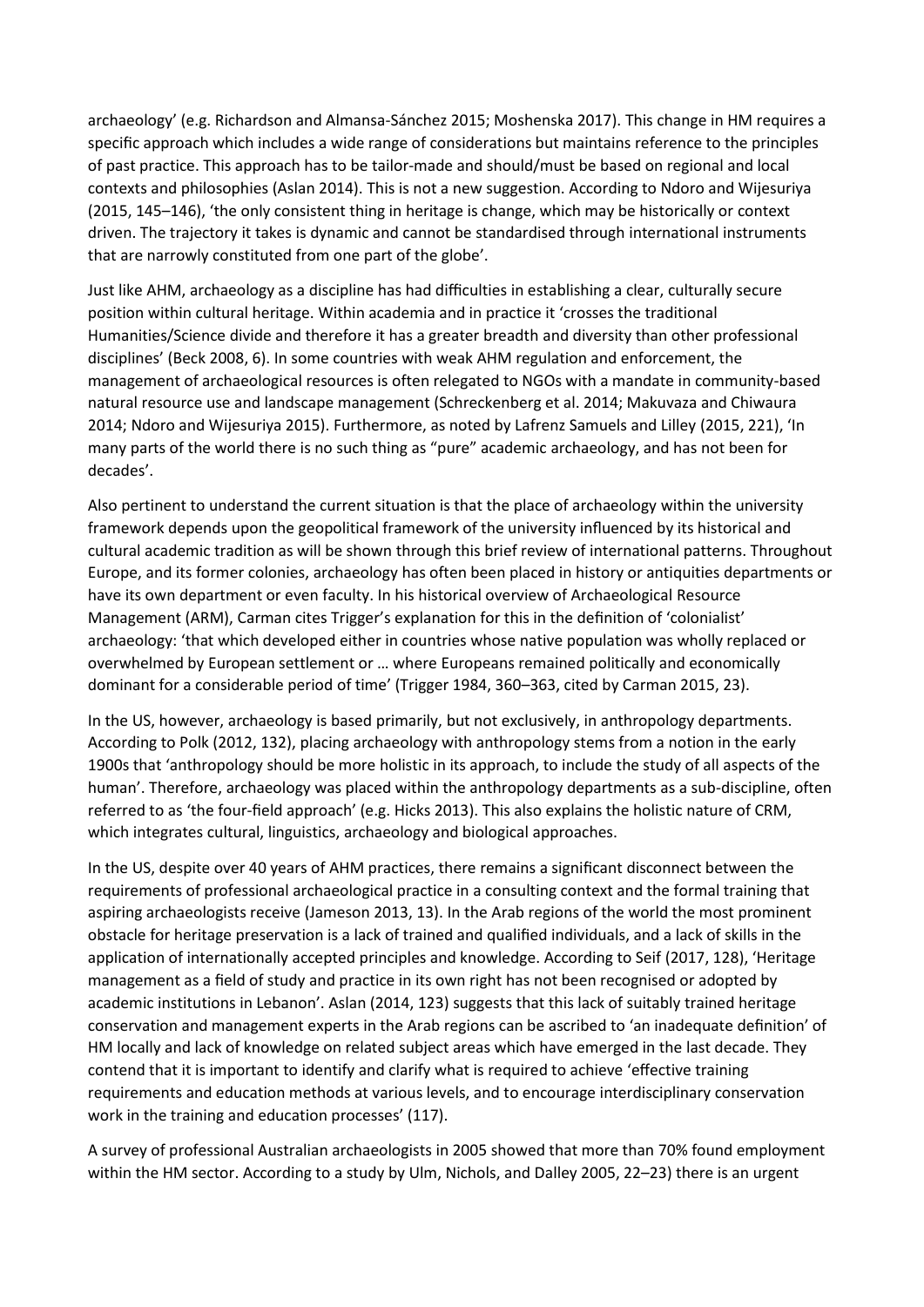archaeology' (e.g. Richardson and Almansa-Sánchez 2015; Moshenska 2017). This change in HM requires a specific approach which includes a wide range of considerations but maintains reference to the principles of past practice. This approach has to be tailor-made and should/must be based on regional and local contexts and philosophies (Aslan 2014). This is not a new suggestion. According to Ndoro and Wijesuriya (2015, 145–146), 'the only consistent thing in heritage is change, which may be historically or context driven. The trajectory it takes is dynamic and cannot be standardised through international instruments that are narrowly constituted from one part of the globe'.

Just like AHM, archaeology as a discipline has had difficulties in establishing a clear, culturally secure position within cultural heritage. Within academia and in practice it 'crosses the traditional Humanities/Science divide and therefore it has a greater breadth and diversity than other professional disciplines' (Beck 2008, 6). In some countries with weak AHM regulation and enforcement, the management of archaeological resources is often relegated to NGOs with a mandate in community-based natural resource use and landscape management (Schreckenberg et al. 2014; Makuvaza and Chiwaura 2014; Ndoro and Wijesuriya 2015). Furthermore, as noted by Lafrenz Samuels and Lilley (2015, 221), 'In many parts of the world there is no such thing as "pure" academic archaeology, and has not been for decades'.

Also pertinent to understand the current situation is that the place of archaeology within the university framework depends upon the geopolitical framework of the university influenced by its historical and cultural academic tradition as will be shown through this brief review of international patterns. Throughout Europe, and its former colonies, archaeology has often been placed in history or antiquities departments or have its own department or even faculty. In his historical overview of Archaeological Resource Management (ARM), Carman cites Trigger's explanation for this in the definition of 'colonialist' archaeology: 'that which developed either in countries whose native population was wholly replaced or overwhelmed by European settlement or … where Europeans remained politically and economically dominant for a considerable period of time' (Trigger 1984, 360–363, cited by Carman 2015, 23).

In the US, however, archaeology is based primarily, but not exclusively, in anthropology departments. According to Polk (2012, 132), placing archaeology with anthropology stems from a notion in the early 1900s that 'anthropology should be more holistic in its approach, to include the study of all aspects of the human'. Therefore, archaeology was placed within the anthropology departments as a sub-discipline, often referred to as 'the four-field approach' (e.g. Hicks 2013). This also explains the holistic nature of CRM, which integrates cultural, linguistics, archaeology and biological approaches.

In the US, despite over 40 years of AHM practices, there remains a significant disconnect between the requirements of professional archaeological practice in a consulting context and the formal training that aspiring archaeologists receive (Jameson 2013, 13). In the Arab regions of the world the most prominent obstacle for heritage preservation is a lack of trained and qualified individuals, and a lack of skills in the application of internationally accepted principles and knowledge. According to Seif (2017, 128), 'Heritage management as a field of study and practice in its own right has not been recognised or adopted by academic institutions in Lebanon'. Aslan (2014, 123) suggests that this lack of suitably trained heritage conservation and management experts in the Arab regions can be ascribed to 'an inadequate definition' of HM locally and lack of knowledge on related subject areas which have emerged in the last decade. They contend that it is important to identify and clarify what is required to achieve 'effective training requirements and education methods at various levels, and to encourage interdisciplinary conservation work in the training and education processes' (117).

A survey of professional Australian archaeologists in 2005 showed that more than 70% found employment within the HM sector. According to a study by Ulm, Nichols, and Dalley 2005, 22–23) there is an urgent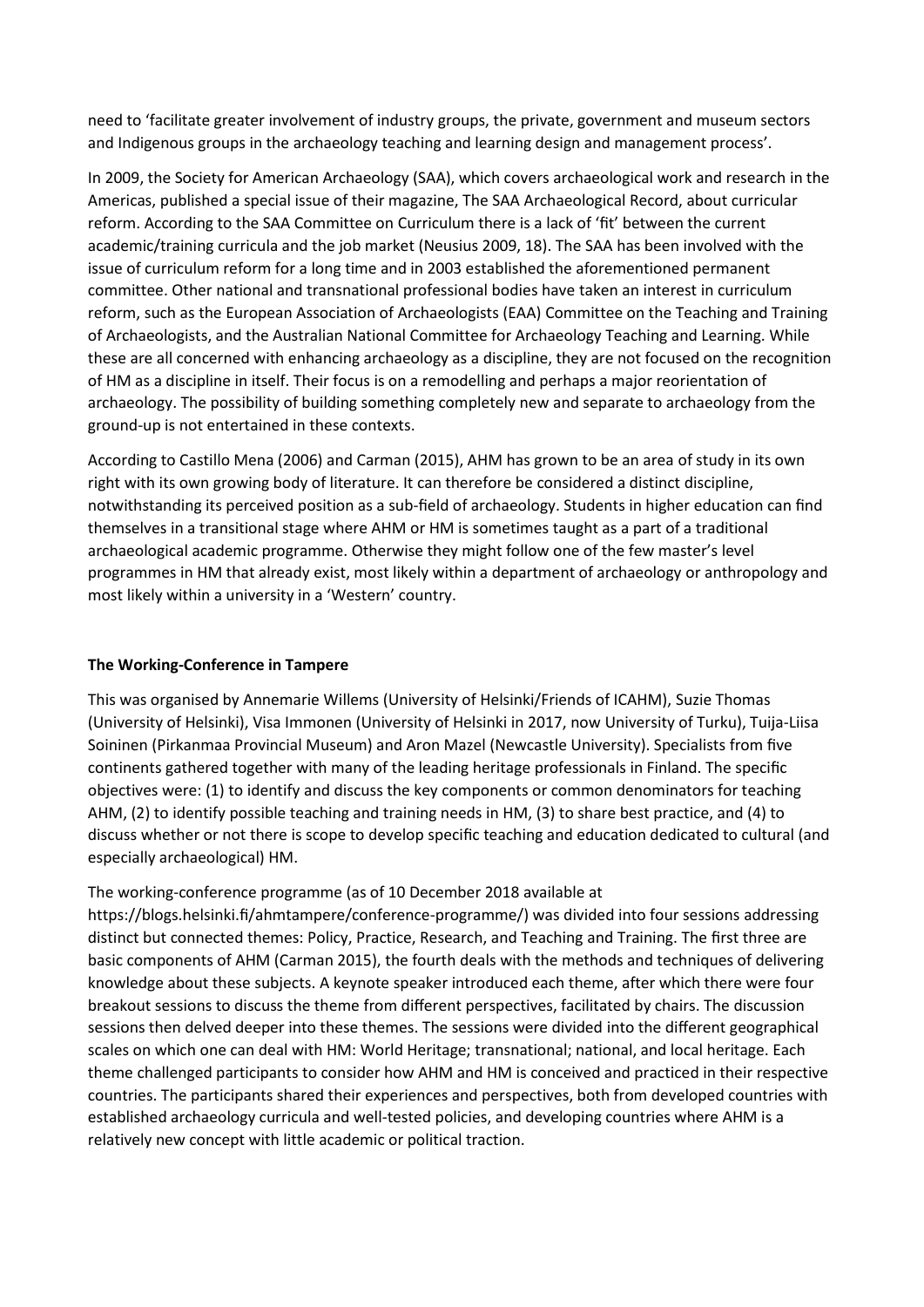need to 'facilitate greater involvement of industry groups, the private, government and museum sectors and Indigenous groups in the archaeology teaching and learning design and management process'.

In 2009, the Society for American Archaeology (SAA), which covers archaeological work and research in the Americas, published a special issue of their magazine, The SAA Archaeological Record, about curricular reform. According to the SAA Committee on Curriculum there is a lack of 'fit' between the current academic/training curricula and the job market (Neusius 2009, 18). The SAA has been involved with the issue of curriculum reform for a long time and in 2003 established the aforementioned permanent committee. Other national and transnational professional bodies have taken an interest in curriculum reform, such as the European Association of Archaeologists (EAA) Committee on the Teaching and Training of Archaeologists, and the Australian National Committee for Archaeology Teaching and Learning. While these are all concerned with enhancing archaeology as a discipline, they are not focused on the recognition of HM as a discipline in itself. Their focus is on a remodelling and perhaps a major reorientation of archaeology. The possibility of building something completely new and separate to archaeology from the ground-up is not entertained in these contexts.

According to Castillo Mena (2006) and Carman (2015), AHM has grown to be an area of study in its own right with its own growing body of literature. It can therefore be considered a distinct discipline, notwithstanding its perceived position as a sub-field of archaeology. Students in higher education can find themselves in a transitional stage where AHM or HM is sometimes taught as a part of a traditional archaeological academic programme. Otherwise they might follow one of the few master's level programmes in HM that already exist, most likely within a department of archaeology or anthropology and most likely within a university in a 'Western' country.

**The Working-Conference in Tampere**

This was organised by Annemarie Willems (University of Helsinki/Friends of ICAHM), Suzie Thomas (University of Helsinki), Visa Immonen (University of Helsinki in 2017, now University of Turku), Tuija-Liisa Soininen (Pirkanmaa Provincial Museum) and Aron Mazel (Newcastle University). Specialists from five continents gathered together with many of the leading heritage professionals in Finland. The specific objectives were: (1) to identify and discuss the key components or common denominators for teaching AHM, (2) to identify possible teaching and training needs in HM, (3) to share best practice, and (4) to discuss whether or not there is scope to develop specific teaching and education dedicated to cultural (and especially archaeological) HM.

The working-conference programme (as of 10 December 2018 available at https://blogs.helsinki.fi/ahmtampere/conference-programme/) was divided into four sessions addressing distinct but connected themes: Policy, Practice, Research, and Teaching and Training. The first three are basic components of AHM (Carman 2015), the fourth deals with the methods and techniques of delivering knowledge about these subjects. A keynote speaker introduced each theme, after which there were four breakout sessions to discuss the theme from different perspectives, facilitated by chairs. The discussion sessions then delved deeper into these themes. The sessions were divided into the different geographical scales on which one can deal with HM: World Heritage; transnational; national, and local heritage. Each theme challenged participants to consider how AHM and HM is conceived and practiced in their respective countries. The participants shared their experiences and perspectives, both from developed countries with established archaeology curricula and well-tested policies, and developing countries where AHM is a relatively new concept with little academic or political traction.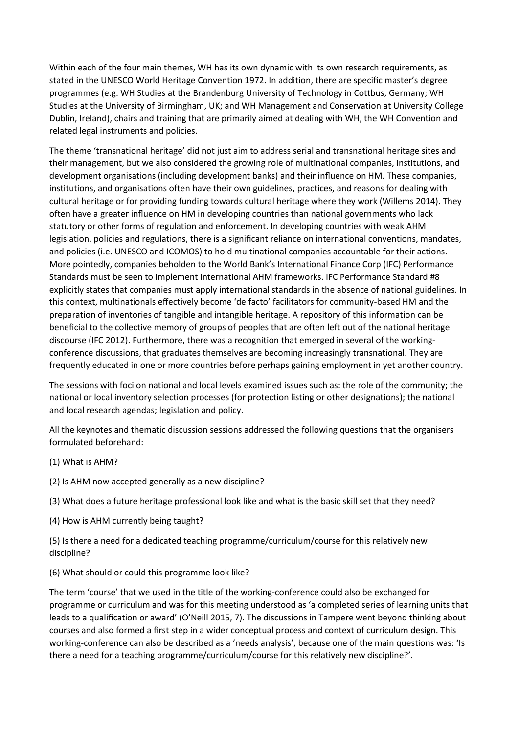Within each of the four main themes, WH has its own dynamic with its own research requirements, as stated in the UNESCO World Heritage Convention 1972. In addition, there are specific master's degree programmes (e.g. WH Studies at the Brandenburg University of Technology in Cottbus, Germany; WH Studies at the University of Birmingham, UK; and WH Management and Conservation at University College Dublin, Ireland), chairs and training that are primarily aimed at dealing with WH, the WH Convention and related legal instruments and policies.

The theme 'transnational heritage' did not just aim to address serial and transnational heritage sites and their management, but we also considered the growing role of multinational companies, institutions, and development organisations (including development banks) and their influence on HM. These companies, institutions, and organisations often have their own guidelines, practices, and reasons for dealing with cultural heritage or for providing funding towards cultural heritage where they work (Willems 2014). They often have a greater influence on HM in developing countries than national governments who lack statutory or other forms of regulation and enforcement. In developing countries with weak AHM legislation, policies and regulations, there is a significant reliance on international conventions, mandates, and policies (i.e. UNESCO and ICOMOS) to hold multinational companies accountable for their actions. More pointedly, companies beholden to the World Bank's International Finance Corp (IFC) Performance Standards must be seen to implement international AHM frameworks. IFC Performance Standard #8 explicitly states that companies must apply international standards in the absence of national guidelines. In this context, multinationals effectively become 'de facto' facilitators for community-based HM and the preparation of inventories of tangible and intangible heritage. A repository of this information can be beneficial to the collective memory of groups of peoples that are often left out of the national heritage discourse (IFC 2012). Furthermore, there was a recognition that emerged in several of the working-conference discussions, that graduates themselves are becoming increasingly transnational. They are frequently educated in one or more countries before perhaps gaining employment in yet another country.

The sessions with foci on national and local levels examined issues such as: the role of the community; the national or local inventory selection processes (for protection listing or other designations); the national and local research agendas; legislation and policy.

All the keynotes and thematic discussion sessions addressed the following questions that the organisers formulated beforehand:

(1) What is AHM?

(2) Is AHM now accepted generally as a new discipline?

(3) What does a future heritage professional look like and what is the basic skill set that they need?

(4) How is AHM currently being taught?

(5) Is there a need for a dedicated teaching programme/curriculum/course for this relatively new discipline?

(6) What should or could this programme look like?

The term 'course' that we used in the title of the working-conference could also be exchanged for programme or curriculum and was for this meeting understood as 'a completed series of learning units that leads to a qualification or award' (O'Neill 2015, 7). The discussions in Tampere went beyond thinking about courses and also formed a first step in a wider conceptual process and context of curriculum design. This working-conference can also be described as a 'needs analysis', because one of the main questions was: 'Is there a need for a teaching programme/curriculum/course for this relatively new discipline?'.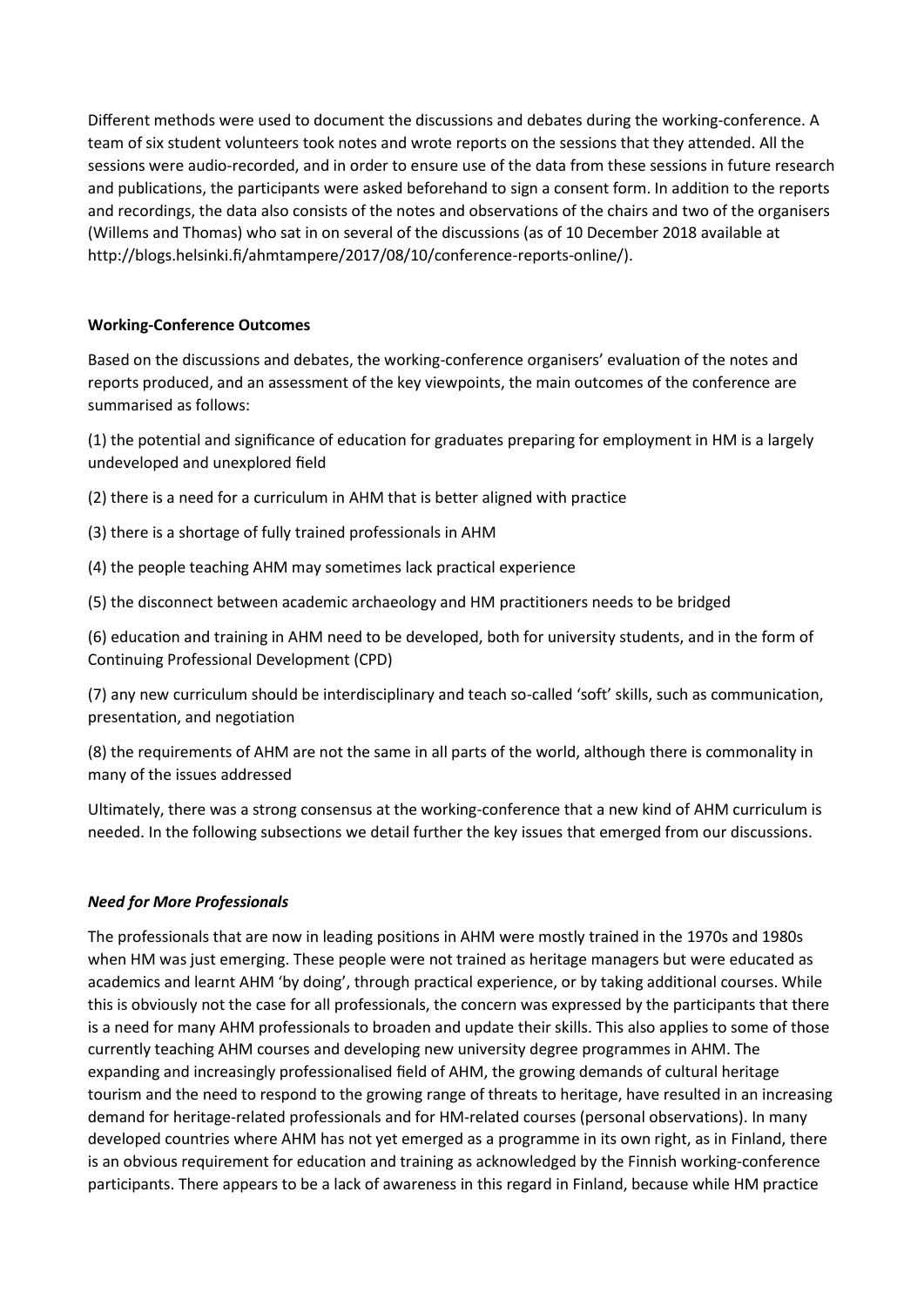Different methods were used to document the discussions and debates during the working-conference. A team of six student volunteers took notes and wrote reports on the sessions that they attended. All the sessions were audio-recorded, and in order to ensure use of the data from these sessions in future research and publications, the participants were asked beforehand to sign a consent form. In addition to the reports and recordings, the data also consists of the notes and observations of the chairs and two of the organisers (Willems and Thomas) who sat in on several of the discussions (as of 10 December 2018 available at http://blogs.helsinki.fi/ahmtampere/2017/08/10/conference-reports-online/).

**Working-Conference Outcomes**

Based on the discussions and debates, the working-conference organisers' evaluation of the notes and reports produced, and an assessment of the key viewpoints, the main outcomes of the conference are summarised as follows:

(1) the potential and significance of education for graduates preparing for employment in HM is a largely undeveloped and unexplored field

(2) there is a need for a curriculum in AHM that is better aligned with practice

(3) there is a shortage of fully trained professionals in AHM

(4) the people teaching AHM may sometimes lack practical experience

(5) the disconnect between academic archaeology and HM practitioners needs to be bridged

(6) education and training in AHM need to be developed, both for university students, and in the form of Continuing Professional Development (CPD)

(7) any new curriculum should be interdisciplinary and teach so-called 'soft' skills, such as communication, presentation, and negotiation

(8) the requirements of AHM are not the same in all parts of the world, although there is commonality in many of the issues addressed

Ultimately, there was a strong consensus at the working-conference that a new kind of AHM curriculum is needed. In the following subsections we detail further the key issues that emerged from our discussions.

***Need for More Professionals***

The professionals that are now in leading positions in AHM were mostly trained in the 1970s and 1980s when HM was just emerging. These people were not trained as heritage managers but were educated as academics and learnt AHM 'by doing', through practical experience, or by taking additional courses. While this is obviously not the case for all professionals, the concern was expressed by the participants that there is a need for many AHM professionals to broaden and update their skills. This also applies to some of those currently teaching AHM courses and developing new university degree programmes in AHM. The expanding and increasingly professionalised field of AHM, the growing demands of cultural heritage tourism and the need to respond to the growing range of threats to heritage, have resulted in an increasing demand for heritage-related professionals and for HM-related courses (personal observations). In many developed countries where AHM has not yet emerged as a programme in its own right, as in Finland, there is an obvious requirement for education and training as acknowledged by the Finnish working-conference participants. There appears to be a lack of awareness in this regard in Finland, because while HM practice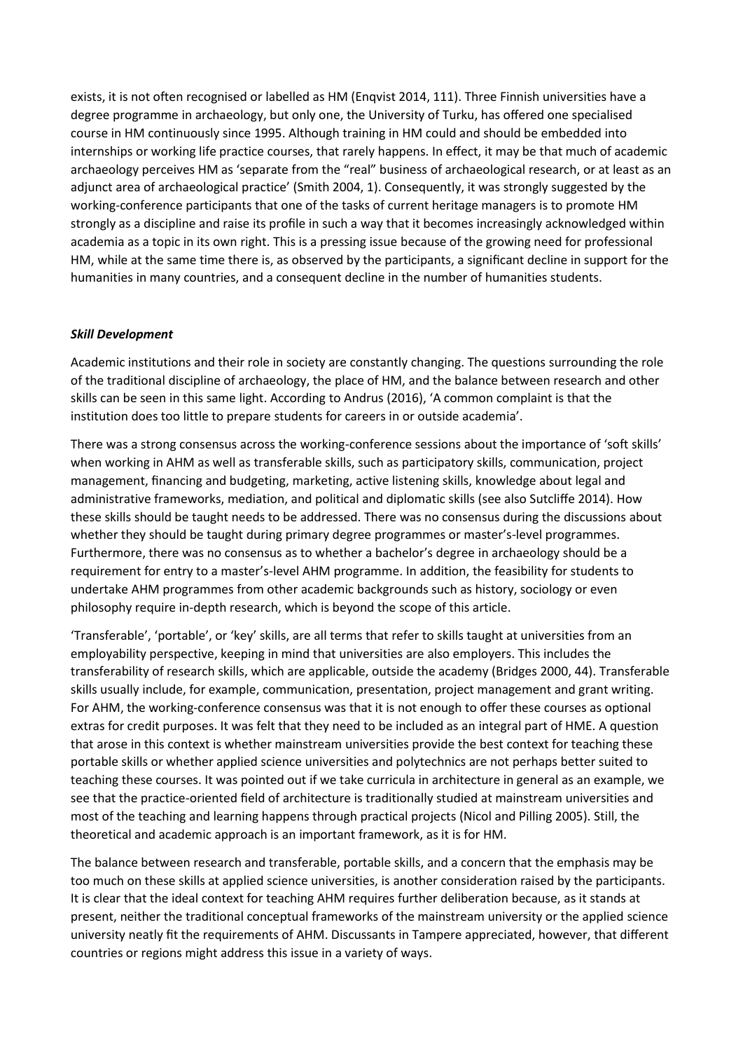exists, it is not often recognised or labelled as HM (Enqvist 2014, 111). Three Finnish universities have a degree programme in archaeology, but only one, the University of Turku, has offered one specialised course in HM continuously since 1995. Although training in HM could and should be embedded into internships or working life practice courses, that rarely happens. In effect, it may be that much of academic archaeology perceives HM as 'separate from the "real" business of archaeological research, or at least as an adjunct area of archaeological practice' (Smith 2004, 1). Consequently, it was strongly suggested by the working-conference participants that one of the tasks of current heritage managers is to promote HM strongly as a discipline and raise its profile in such a way that it becomes increasingly acknowledged within academia as a topic in its own right. This is a pressing issue because of the growing need for professional HM, while at the same time there is, as observed by the participants, a significant decline in support for the humanities in many countries, and a consequent decline in the number of humanities students.

### ***Skill Development***

Academic institutions and their role in society are constantly changing. The questions surrounding the role of the traditional discipline of archaeology, the place of HM, and the balance between research and other skills can be seen in this same light. According to Andrus (2016), 'A common complaint is that the institution does too little to prepare students for careers in or outside academia'.

There was a strong consensus across the working-conference sessions about the importance of 'soft skills' when working in AHM as well as transferable skills, such as participatory skills, communication, project management, financing and budgeting, marketing, active listening skills, knowledge about legal and administrative frameworks, mediation, and political and diplomatic skills (see also Sutcliffe 2014). How these skills should be taught needs to be addressed. There was no consensus during the discussions about whether they should be taught during primary degree programmes or master's-level programmes. Furthermore, there was no consensus as to whether a bachelor's degree in archaeology should be a requirement for entry to a master's-level AHM programme. In addition, the feasibility for students to undertake AHM programmes from other academic backgrounds such as history, sociology or even philosophy require in-depth research, which is beyond the scope of this article.

'Transferable', 'portable', or 'key' skills, are all terms that refer to skills taught at universities from an employability perspective, keeping in mind that universities are also employers. This includes the transferability of research skills, which are applicable, outside the academy (Bridges 2000, 44). Transferable skills usually include, for example, communication, presentation, project management and grant writing. For AHM, the working-conference consensus was that it is not enough to offer these courses as optional extras for credit purposes. It was felt that they need to be included as an integral part of HME. A question that arose in this context is whether mainstream universities provide the best context for teaching these portable skills or whether applied science universities and polytechnics are not perhaps better suited to teaching these courses. It was pointed out if we take curricula in architecture in general as an example, we see that the practice-oriented field of architecture is traditionally studied at mainstream universities and most of the teaching and learning happens through practical projects (Nicol and Pilling 2005). Still, the theoretical and academic approach is an important framework, as it is for HM.

The balance between research and transferable, portable skills, and a concern that the emphasis may be too much on these skills at applied science universities, is another consideration raised by the participants. It is clear that the ideal context for teaching AHM requires further deliberation because, as it stands at present, neither the traditional conceptual frameworks of the mainstream university or the applied science university neatly fit the requirements of AHM. Discussants in Tampere appreciated, however, that different countries or regions might address this issue in a variety of ways.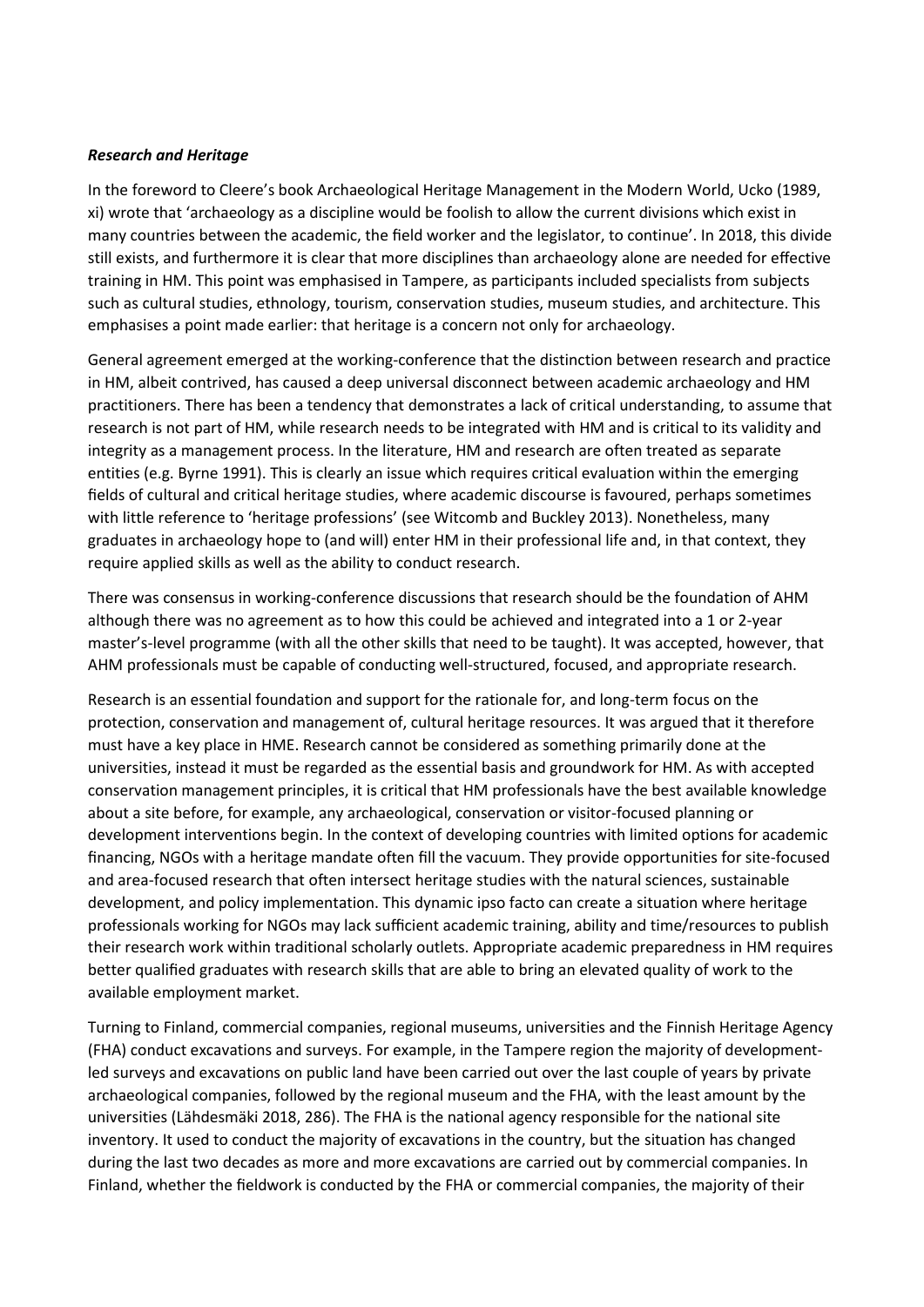### ***Research and Heritage***

In the foreword to Cleere's book Archaeological Heritage Management in the Modern World, Ucko (1989, xi) wrote that 'archaeology as a discipline would be foolish to allow the current divisions which exist in many countries between the academic, the field worker and the legislator, to continue'. In 2018, this divide still exists, and furthermore it is clear that more disciplines than archaeology alone are needed for effective training in HM. This point was emphasised in Tampere, as participants included specialists from subjects such as cultural studies, ethnology, tourism, conservation studies, museum studies, and architecture. This emphasises a point made earlier: that heritage is a concern not only for archaeology.

General agreement emerged at the working-conference that the distinction between research and practice in HM, albeit contrived, has caused a deep universal disconnect between academic archaeology and HM practitioners. There has been a tendency that demonstrates a lack of critical understanding, to assume that research is not part of HM, while research needs to be integrated with HM and is critical to its validity and integrity as a management process. In the literature, HM and research are often treated as separate entities (e.g. Byrne 1991). This is clearly an issue which requires critical evaluation within the emerging fields of cultural and critical heritage studies, where academic discourse is favoured, perhaps sometimes with little reference to 'heritage professions' (see Witcomb and Buckley 2013). Nonetheless, many graduates in archaeology hope to (and will) enter HM in their professional life and, in that context, they require applied skills as well as the ability to conduct research.

There was consensus in working-conference discussions that research should be the foundation of AHM although there was no agreement as to how this could be achieved and integrated into a 1 or 2-year master's-level programme (with all the other skills that need to be taught). It was accepted, however, that AHM professionals must be capable of conducting well-structured, focused, and appropriate research.

Research is an essential foundation and support for the rationale for, and long-term focus on the protection, conservation and management of, cultural heritage resources. It was argued that it therefore must have a key place in HME. Research cannot be considered as something primarily done at the universities, instead it must be regarded as the essential basis and groundwork for HM. As with accepted conservation management principles, it is critical that HM professionals have the best available knowledge about a site before, for example, any archaeological, conservation or visitor-focused planning or development interventions begin. In the context of developing countries with limited options for academic financing, NGOs with a heritage mandate often fill the vacuum. They provide opportunities for site-focused and area-focused research that often intersect heritage studies with the natural sciences, sustainable development, and policy implementation. This dynamic ipso facto can create a situation where heritage professionals working for NGOs may lack sufficient academic training, ability and time/resources to publish their research work within traditional scholarly outlets. Appropriate academic preparedness in HM requires better qualified graduates with research skills that are able to bring an elevated quality of work to the available employment market.

Turning to Finland, commercial companies, regional museums, universities and the Finnish Heritage Agency (FHA) conduct excavations and surveys. For example, in the Tampere region the majority of development-led surveys and excavations on public land have been carried out over the last couple of years by private archaeological companies, followed by the regional museum and the FHA, with the least amount by the universities (Lähdesmäki 2018, 286). The FHA is the national agency responsible for the national site inventory. It used to conduct the majority of excavations in the country, but the situation has changed during the last two decades as more and more excavations are carried out by commercial companies. In Finland, whether the fieldwork is conducted by the FHA or commercial companies, the majority of their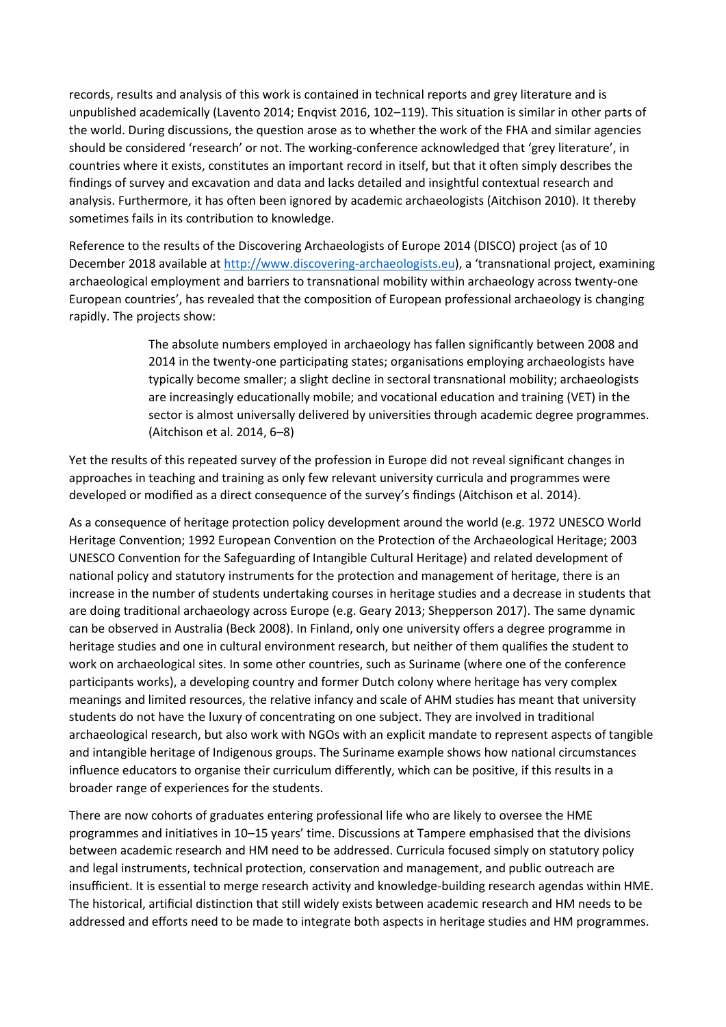records, results and analysis of this work is contained in technical reports and grey literature and is unpublished academically (Lavento 2014; Enqvist 2016, 102–119). This situation is similar in other parts of the world. During discussions, the question arose as to whether the work of the FHA and similar agencies should be considered 'research' or not. The working-conference acknowledged that 'grey literature', in countries where it exists, constitutes an important record in itself, but that it often simply describes the findings of survey and excavation and data and lacks detailed and insightful contextual research and analysis. Furthermore, it has often been ignored by academic archaeologists (Aitchison 2010). It thereby sometimes fails in its contribution to knowledge.

Reference to the results of the Discovering Archaeologists of Europe 2014 (DISCO) project (as of 10 December 2018 available at http://www.discovering-archaeologists.eu), a 'transnational project, examining archaeological employment and barriers to transnational mobility within archaeology across twenty-one European countries', has revealed that the composition of European professional archaeology is changing rapidly. The projects show:

> The absolute numbers employed in archaeology has fallen significantly between 2008 and 2014 in the twenty-one participating states; organisations employing archaeologists have typically become smaller; a slight decline in sectoral transnational mobility; archaeologists are increasingly educationally mobile; and vocational education and training (VET) in the sector is almost universally delivered by universities through academic degree programmes. (Aitchison et al. 2014, 6–8)

Yet the results of this repeated survey of the profession in Europe did not reveal significant changes in approaches in teaching and training as only few relevant university curricula and programmes were developed or modified as a direct consequence of the survey's findings (Aitchison et al. 2014).

As a consequence of heritage protection policy development around the world (e.g. 1972 UNESCO World Heritage Convention; 1992 European Convention on the Protection of the Archaeological Heritage; 2003 UNESCO Convention for the Safeguarding of Intangible Cultural Heritage) and related development of national policy and statutory instruments for the protection and management of heritage, there is an increase in the number of students undertaking courses in heritage studies and a decrease in students that are doing traditional archaeology across Europe (e.g. Geary 2013; Shepperson 2017). The same dynamic can be observed in Australia (Beck 2008). In Finland, only one university offers a degree programme in heritage studies and one in cultural environment research, but neither of them qualifies the student to work on archaeological sites. In some other countries, such as Suriname (where one of the conference participants works), a developing country and former Dutch colony where heritage has very complex meanings and limited resources, the relative infancy and scale of AHM studies has meant that university students do not have the luxury of concentrating on one subject. They are involved in traditional archaeological research, but also work with NGOs with an explicit mandate to represent aspects of tangible and intangible heritage of Indigenous groups. The Suriname example shows how national circumstances influence educators to organise their curriculum differently, which can be positive, if this results in a broader range of experiences for the students.

There are now cohorts of graduates entering professional life who are likely to oversee the HME programmes and initiatives in 10–15 years' time. Discussions at Tampere emphasised that the divisions between academic research and HM need to be addressed. Curricula focused simply on statutory policy and legal instruments, technical protection, conservation and management, and public outreach are insufficient. It is essential to merge research activity and knowledge-building research agendas within HME. The historical, artificial distinction that still widely exists between academic research and HM needs to be addressed and efforts need to be made to integrate both aspects in heritage studies and HM programmes.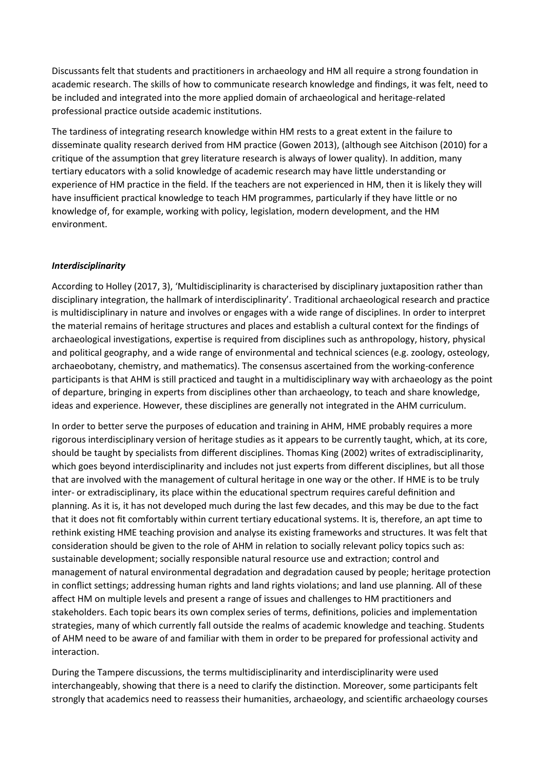Discussants felt that students and practitioners in archaeology and HM all require a strong foundation in academic research. The skills of how to communicate research knowledge and findings, it was felt, need to be included and integrated into the more applied domain of archaeological and heritage-related professional practice outside academic institutions.

The tardiness of integrating research knowledge within HM rests to a great extent in the failure to disseminate quality research derived from HM practice (Gowen 2013), (although see Aitchison (2010) for a critique of the assumption that grey literature research is always of lower quality). In addition, many tertiary educators with a solid knowledge of academic research may have little understanding or experience of HM practice in the field. If the teachers are not experienced in HM, then it is likely they will have insufficient practical knowledge to teach HM programmes, particularly if they have little or no knowledge of, for example, working with policy, legislation, modern development, and the HM environment.

### *Interdisciplinarity*

According to Holley (2017, 3), 'Multidisciplinarity is characterised by disciplinary juxtaposition rather than disciplinary integration, the hallmark of interdisciplinarity'. Traditional archaeological research and practice is multidisciplinary in nature and involves or engages with a wide range of disciplines. In order to interpret the material remains of heritage structures and places and establish a cultural context for the findings of archaeological investigations, expertise is required from disciplines such as anthropology, history, physical and political geography, and a wide range of environmental and technical sciences (e.g. zoology, osteology, archaeobotany, chemistry, and mathematics). The consensus ascertained from the working-conference participants is that AHM is still practiced and taught in a multidisciplinary way with archaeology as the point of departure, bringing in experts from disciplines other than archaeology, to teach and share knowledge, ideas and experience. However, these disciplines are generally not integrated in the AHM curriculum.

In order to better serve the purposes of education and training in AHM, HME probably requires a more rigorous interdisciplinary version of heritage studies as it appears to be currently taught, which, at its core, should be taught by specialists from different disciplines. Thomas King (2002) writes of extradisciplinarity, which goes beyond interdisciplinarity and includes not just experts from different disciplines, but all those that are involved with the management of cultural heritage in one way or the other. If HME is to be truly inter- or extradisciplinary, its place within the educational spectrum requires careful definition and planning. As it is, it has not developed much during the last few decades, and this may be due to the fact that it does not fit comfortably within current tertiary educational systems. It is, therefore, an apt time to rethink existing HME teaching provision and analyse its existing frameworks and structures. It was felt that consideration should be given to the role of AHM in relation to socially relevant policy topics such as: sustainable development; socially responsible natural resource use and extraction; control and management of natural environmental degradation and degradation caused by people; heritage protection in conflict settings; addressing human rights and land rights violations; and land use planning. All of these affect HM on multiple levels and present a range of issues and challenges to HM practitioners and stakeholders. Each topic bears its own complex series of terms, definitions, policies and implementation strategies, many of which currently fall outside the realms of academic knowledge and teaching. Students of AHM need to be aware of and familiar with them in order to be prepared for professional activity and interaction.

During the Tampere discussions, the terms multidisciplinarity and interdisciplinarity were used interchangeably, showing that there is a need to clarify the distinction. Moreover, some participants felt strongly that academics need to reassess their humanities, archaeology, and scientific archaeology courses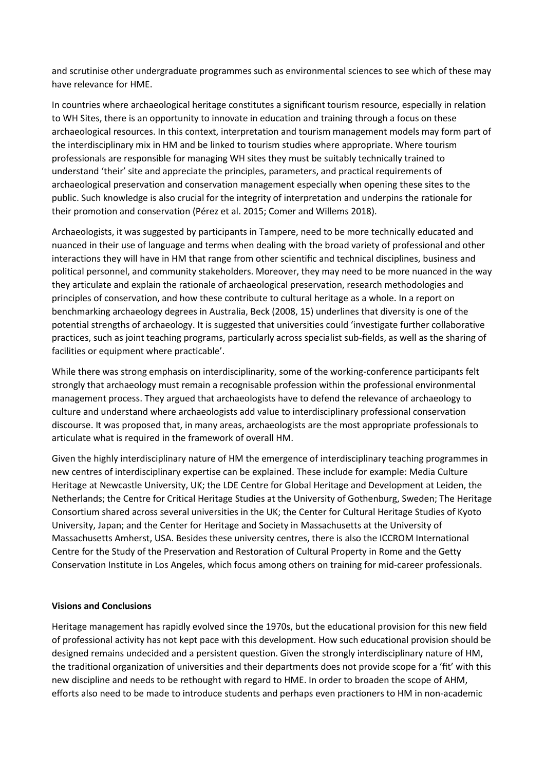and scrutinise other undergraduate programmes such as environmental sciences to see which of these may have relevance for HME.

In countries where archaeological heritage constitutes a significant tourism resource, especially in relation to WH Sites, there is an opportunity to innovate in education and training through a focus on these archaeological resources. In this context, interpretation and tourism management models may form part of the interdisciplinary mix in HM and be linked to tourism studies where appropriate. Where tourism professionals are responsible for managing WH sites they must be suitably technically trained to understand 'their' site and appreciate the principles, parameters, and practical requirements of archaeological preservation and conservation management especially when opening these sites to the public. Such knowledge is also crucial for the integrity of interpretation and underpins the rationale for their promotion and conservation (Pérez et al. 2015; Comer and Willems 2018).

Archaeologists, it was suggested by participants in Tampere, need to be more technically educated and nuanced in their use of language and terms when dealing with the broad variety of professional and other interactions they will have in HM that range from other scientific and technical disciplines, business and political personnel, and community stakeholders. Moreover, they may need to be more nuanced in the way they articulate and explain the rationale of archaeological preservation, research methodologies and principles of conservation, and how these contribute to cultural heritage as a whole. In a report on benchmarking archaeology degrees in Australia, Beck (2008, 15) underlines that diversity is one of the potential strengths of archaeology. It is suggested that universities could 'investigate further collaborative practices, such as joint teaching programs, particularly across specialist sub-fields, as well as the sharing of facilities or equipment where practicable'.

While there was strong emphasis on interdisciplinarity, some of the working-conference participants felt strongly that archaeology must remain a recognisable profession within the professional environmental management process. They argued that archaeologists have to defend the relevance of archaeology to culture and understand where archaeologists add value to interdisciplinary professional conservation discourse. It was proposed that, in many areas, archaeologists are the most appropriate professionals to articulate what is required in the framework of overall HM.

Given the highly interdisciplinary nature of HM the emergence of interdisciplinary teaching programmes in new centres of interdisciplinary expertise can be explained. These include for example: Media Culture Heritage at Newcastle University, UK; the LDE Centre for Global Heritage and Development at Leiden, the Netherlands; the Centre for Critical Heritage Studies at the University of Gothenburg, Sweden; The Heritage Consortium shared across several universities in the UK; the Center for Cultural Heritage Studies of Kyoto University, Japan; and the Center for Heritage and Society in Massachusetts at the University of Massachusetts Amherst, USA. Besides these university centres, there is also the ICCROM International Centre for the Study of the Preservation and Restoration of Cultural Property in Rome and the Getty Conservation Institute in Los Angeles, which focus among others on training for mid-career professionals.

**Visions and Conclusions**

Heritage management has rapidly evolved since the 1970s, but the educational provision for this new field of professional activity has not kept pace with this development. How such educational provision should be designed remains undecided and a persistent question. Given the strongly interdisciplinary nature of HM, the traditional organization of universities and their departments does not provide scope for a 'fit' with this new discipline and needs to be rethought with regard to HME. In order to broaden the scope of AHM, efforts also need to be made to introduce students and perhaps even practioners to HM in non-academic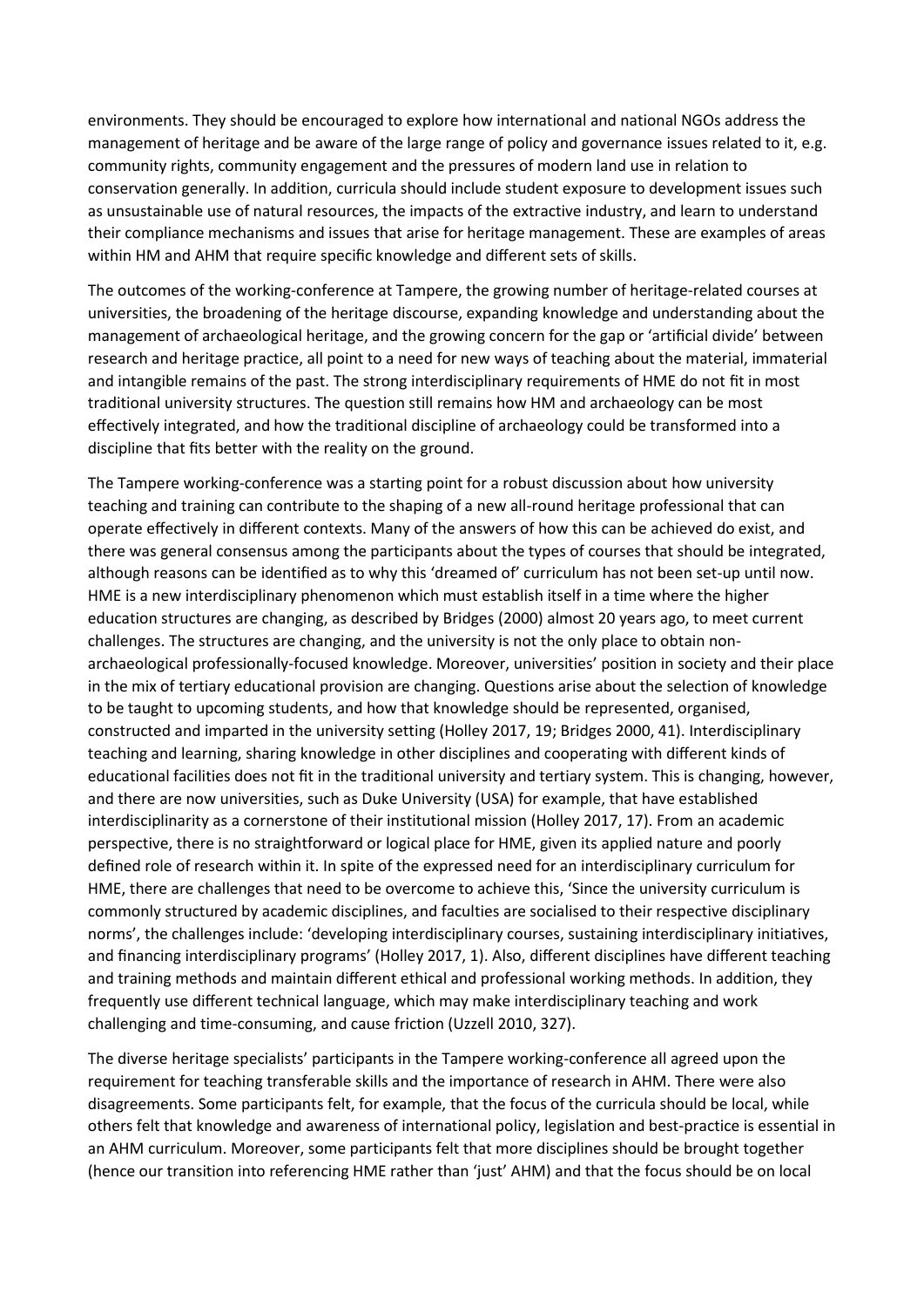environments. They should be encouraged to explore how international and national NGOs address the management of heritage and be aware of the large range of policy and governance issues related to it, e.g. community rights, community engagement and the pressures of modern land use in relation to conservation generally. In addition, curricula should include student exposure to development issues such as unsustainable use of natural resources, the impacts of the extractive industry, and learn to understand their compliance mechanisms and issues that arise for heritage management. These are examples of areas within HM and AHM that require specific knowledge and different sets of skills.

The outcomes of the working-conference at Tampere, the growing number of heritage-related courses at universities, the broadening of the heritage discourse, expanding knowledge and understanding about the management of archaeological heritage, and the growing concern for the gap or 'artificial divide' between research and heritage practice, all point to a need for new ways of teaching about the material, immaterial and intangible remains of the past. The strong interdisciplinary requirements of HME do not fit in most traditional university structures. The question still remains how HM and archaeology can be most effectively integrated, and how the traditional discipline of archaeology could be transformed into a discipline that fits better with the reality on the ground.

The Tampere working-conference was a starting point for a robust discussion about how university teaching and training can contribute to the shaping of a new all-round heritage professional that can operate effectively in different contexts. Many of the answers of how this can be achieved do exist, and there was general consensus among the participants about the types of courses that should be integrated, although reasons can be identified as to why this 'dreamed of' curriculum has not been set-up until now. HME is a new interdisciplinary phenomenon which must establish itself in a time where the higher education structures are changing, as described by Bridges (2000) almost 20 years ago, to meet current challenges. The structures are changing, and the university is not the only place to obtain non-archaeological professionally-focused knowledge. Moreover, universities' position in society and their place in the mix of tertiary educational provision are changing. Questions arise about the selection of knowledge to be taught to upcoming students, and how that knowledge should be represented, organised, constructed and imparted in the university setting (Holley 2017, 19; Bridges 2000, 41). Interdisciplinary teaching and learning, sharing knowledge in other disciplines and cooperating with different kinds of educational facilities does not fit in the traditional university and tertiary system. This is changing, however, and there are now universities, such as Duke University (USA) for example, that have established interdisciplinarity as a cornerstone of their institutional mission (Holley 2017, 17). From an academic perspective, there is no straightforward or logical place for HME, given its applied nature and poorly defined role of research within it. In spite of the expressed need for an interdisciplinary curriculum for HME, there are challenges that need to be overcome to achieve this, 'Since the university curriculum is commonly structured by academic disciplines, and faculties are socialised to their respective disciplinary norms', the challenges include: 'developing interdisciplinary courses, sustaining interdisciplinary initiatives, and financing interdisciplinary programs' (Holley 2017, 1). Also, different disciplines have different teaching and training methods and maintain different ethical and professional working methods. In addition, they frequently use different technical language, which may make interdisciplinary teaching and work challenging and time-consuming, and cause friction (Uzzell 2010, 327).

The diverse heritage specialists' participants in the Tampere working-conference all agreed upon the requirement for teaching transferable skills and the importance of research in AHM. There were also disagreements. Some participants felt, for example, that the focus of the curricula should be local, while others felt that knowledge and awareness of international policy, legislation and best-practice is essential in an AHM curriculum. Moreover, some participants felt that more disciplines should be brought together (hence our transition into referencing HME rather than 'just' AHM) and that the focus should be on local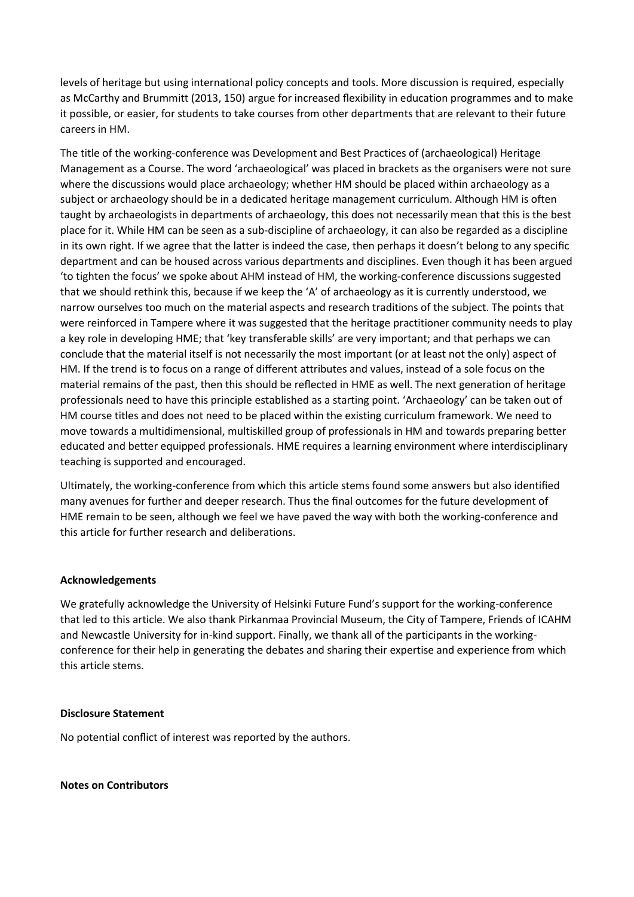levels of heritage but using international policy concepts and tools. More discussion is required, especially as McCarthy and Brummitt (2013, 150) argue for increased flexibility in education programmes and to make it possible, or easier, for students to take courses from other departments that are relevant to their future careers in HM.

The title of the working-conference was Development and Best Practices of (archaeological) Heritage Management as a Course. The word 'archaeological' was placed in brackets as the organisers were not sure where the discussions would place archaeology; whether HM should be placed within archaeology as a subject or archaeology should be in a dedicated heritage management curriculum. Although HM is often taught by archaeologists in departments of archaeology, this does not necessarily mean that this is the best place for it. While HM can be seen as a sub-discipline of archaeology, it can also be regarded as a discipline in its own right. If we agree that the latter is indeed the case, then perhaps it doesn't belong to any specific department and can be housed across various departments and disciplines. Even though it has been argued 'to tighten the focus' we spoke about AHM instead of HM, the working-conference discussions suggested that we should rethink this, because if we keep the 'A' of archaeology as it is currently understood, we narrow ourselves too much on the material aspects and research traditions of the subject. The points that were reinforced in Tampere where it was suggested that the heritage practitioner community needs to play a key role in developing HME; that 'key transferable skills' are very important; and that perhaps we can conclude that the material itself is not necessarily the most important (or at least not the only) aspect of HM. If the trend is to focus on a range of different attributes and values, instead of a sole focus on the material remains of the past, then this should be reflected in HME as well. The next generation of heritage professionals need to have this principle established as a starting point. 'Archaeology' can be taken out of HM course titles and does not need to be placed within the existing curriculum framework. We need to move towards a multidimensional, multiskilled group of professionals in HM and towards preparing better educated and better equipped professionals. HME requires a learning environment where interdisciplinary teaching is supported and encouraged.

Ultimately, the working-conference from which this article stems found some answers but also identified many avenues for further and deeper research. Thus the final outcomes for the future development of HME remain to be seen, although we feel we have paved the way with both the working-conference and this article for further research and deliberations.

**Acknowledgements**

We gratefully acknowledge the University of Helsinki Future Fund's support for the working-conference that led to this article. We also thank Pirkanmaa Provincial Museum, the City of Tampere, Friends of ICAHM and Newcastle University for in-kind support. Finally, we thank all of the participants in the working-conference for their help in generating the debates and sharing their expertise and experience from which this article stems.

**Disclosure Statement**

No potential conflict of interest was reported by the authors.

**Notes on Contributors**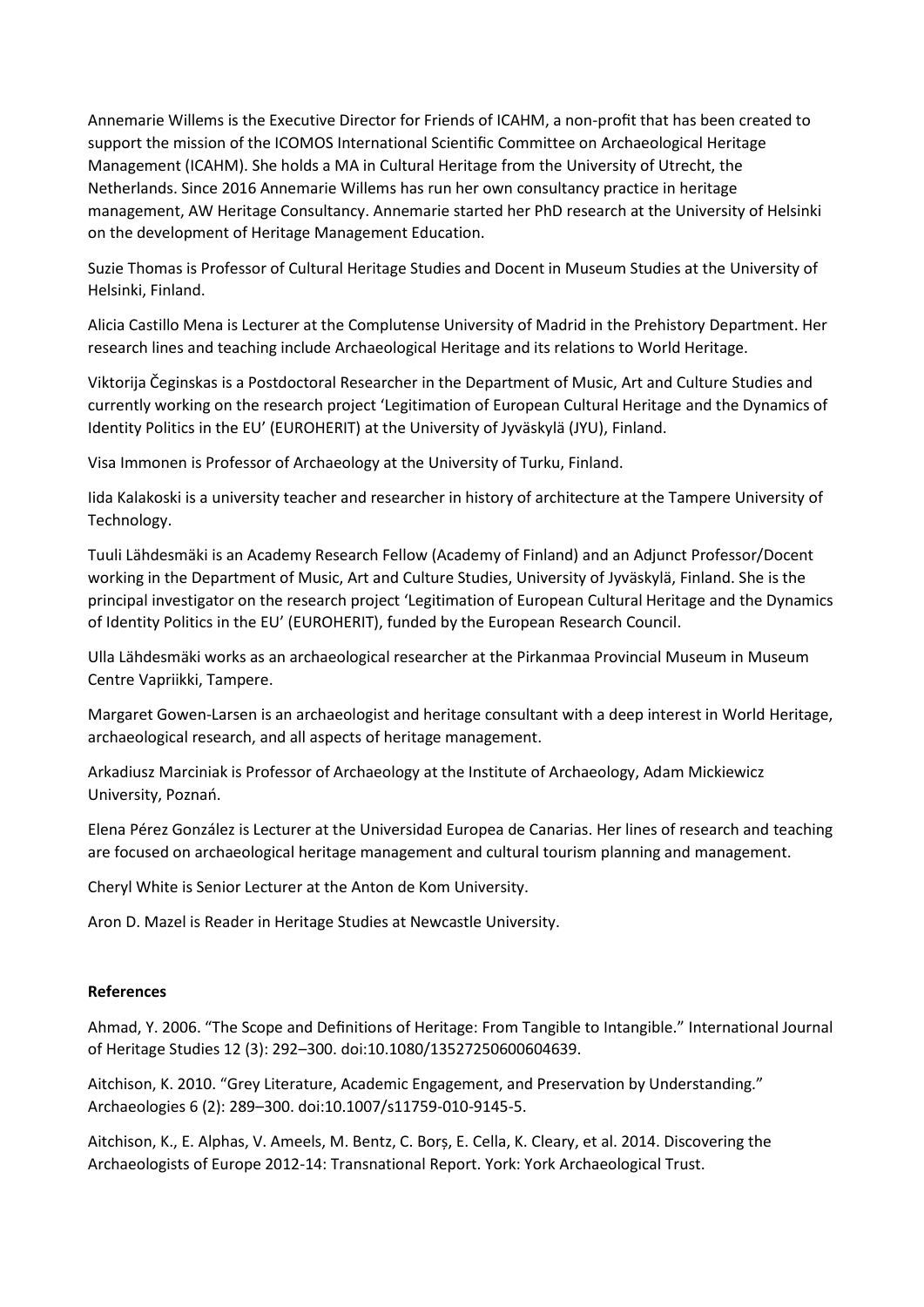Annemarie Willems is the Executive Director for Friends of ICAHM, a non-profit that has been created to support the mission of the ICOMOS International Scientific Committee on Archaeological Heritage Management (ICAHM). She holds a MA in Cultural Heritage from the University of Utrecht, the Netherlands. Since 2016 Annemarie Willems has run her own consultancy practice in heritage management, AW Heritage Consultancy. Annemarie started her PhD research at the University of Helsinki on the development of Heritage Management Education.

Suzie Thomas is Professor of Cultural Heritage Studies and Docent in Museum Studies at the University of Helsinki, Finland.

Alicia Castillo Mena is Lecturer at the Complutense University of Madrid in the Prehistory Department. Her research lines and teaching include Archaeological Heritage and its relations to World Heritage.

Viktorija Čeginskas is a Postdoctoral Researcher in the Department of Music, Art and Culture Studies and currently working on the research project 'Legitimation of European Cultural Heritage and the Dynamics of Identity Politics in the EU' (EUROHERIT) at the University of Jyväskylä (JYU), Finland.

Visa Immonen is Professor of Archaeology at the University of Turku, Finland.

Iida Kalakoski is a university teacher and researcher in history of architecture at the Tampere University of Technology.

Tuuli Lähdesmäki is an Academy Research Fellow (Academy of Finland) and an Adjunct Professor/Docent working in the Department of Music, Art and Culture Studies, University of Jyväskylä, Finland. She is the principal investigator on the research project 'Legitimation of European Cultural Heritage and the Dynamics of Identity Politics in the EU' (EUROHERIT), funded by the European Research Council.

Ulla Lähdesmäki works as an archaeological researcher at the Pirkanmaa Provincial Museum in Museum Centre Vapriikki, Tampere.

Margaret Gowen-Larsen is an archaeologist and heritage consultant with a deep interest in World Heritage, archaeological research, and all aspects of heritage management.

Arkadiusz Marciniak is Professor of Archaeology at the Institute of Archaeology, Adam Mickiewicz University, Poznań.

Elena Pérez González is Lecturer at the Universidad Europea de Canarias. Her lines of research and teaching are focused on archaeological heritage management and cultural tourism planning and management.

Cheryl White is Senior Lecturer at the Anton de Kom University.

Aron D. Mazel is Reader in Heritage Studies at Newcastle University.

**References**

Ahmad, Y. 2006. "The Scope and Definitions of Heritage: From Tangible to Intangible." International Journal of Heritage Studies 12 (3): 292–300. doi:10.1080/13527250600604639.

Aitchison, K. 2010. "Grey Literature, Academic Engagement, and Preservation by Understanding." Archaeologies 6 (2): 289–300. doi:10.1007/s11759-010-9145-5.

Aitchison, K., E. Alphas, V. Ameels, M. Bentz, C. Borș, E. Cella, K. Cleary, et al. 2014. Discovering the Archaeologists of Europe 2012-14: Transnational Report. York: York Archaeological Trust.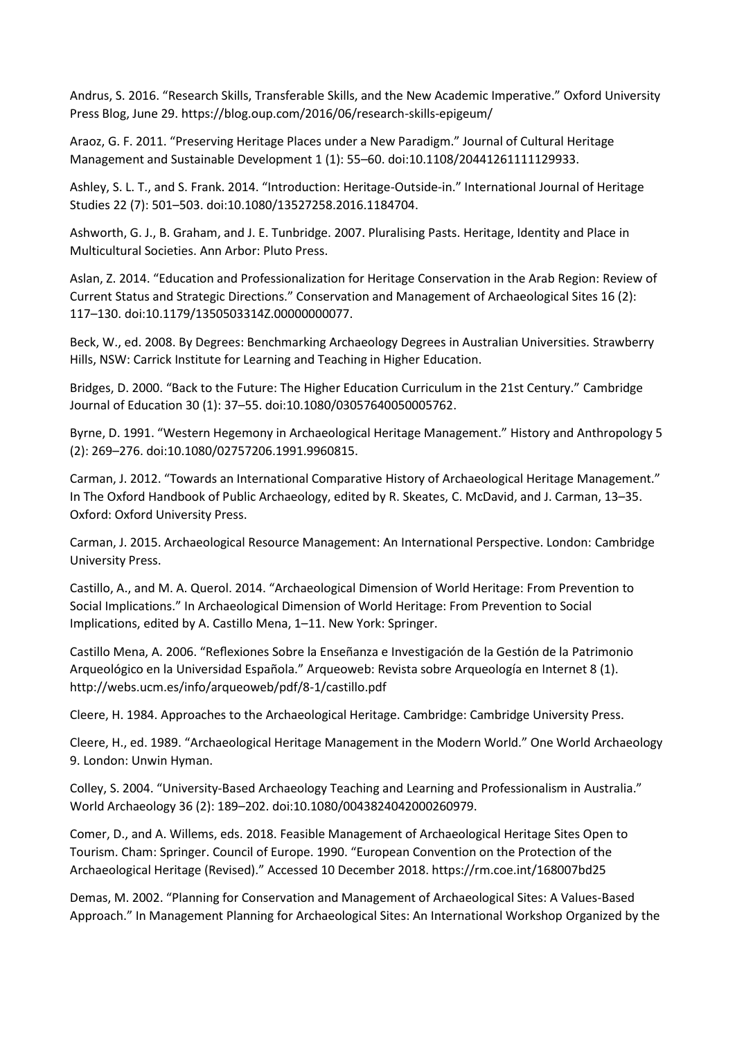Andrus, S. 2016. "Research Skills, Transferable Skills, and the New Academic Imperative." Oxford University Press Blog, June 29. https://blog.oup.com/2016/06/research-skills-epigeum/

Araoz, G. F. 2011. "Preserving Heritage Places under a New Paradigm." Journal of Cultural Heritage Management and Sustainable Development 1 (1): 55–60. doi:10.1108/20441261111129933.

Ashley, S. L. T., and S. Frank. 2014. "Introduction: Heritage-Outside-in." International Journal of Heritage Studies 22 (7): 501–503. doi:10.1080/13527258.2016.1184704.

Ashworth, G. J., B. Graham, and J. E. Tunbridge. 2007. Pluralising Pasts. Heritage, Identity and Place in Multicultural Societies. Ann Arbor: Pluto Press.

Aslan, Z. 2014. "Education and Professionalization for Heritage Conservation in the Arab Region: Review of Current Status and Strategic Directions." Conservation and Management of Archaeological Sites 16 (2): 117–130. doi:10.1179/1350503314Z.00000000077.

Beck, W., ed. 2008. By Degrees: Benchmarking Archaeology Degrees in Australian Universities. Strawberry Hills, NSW: Carrick Institute for Learning and Teaching in Higher Education.

Bridges, D. 2000. "Back to the Future: The Higher Education Curriculum in the 21st Century." Cambridge Journal of Education 30 (1): 37–55. doi:10.1080/03057640050005762.

Byrne, D. 1991. "Western Hegemony in Archaeological Heritage Management." History and Anthropology 5 (2): 269–276. doi:10.1080/02757206.1991.9960815.

Carman, J. 2012. "Towards an International Comparative History of Archaeological Heritage Management." In The Oxford Handbook of Public Archaeology, edited by R. Skeates, C. McDavid, and J. Carman, 13–35. Oxford: Oxford University Press.

Carman, J. 2015. Archaeological Resource Management: An International Perspective. London: Cambridge University Press.

Castillo, A., and M. A. Querol. 2014. "Archaeological Dimension of World Heritage: From Prevention to Social Implications." In Archaeological Dimension of World Heritage: From Prevention to Social Implications, edited by A. Castillo Mena, 1–11. New York: Springer.

Castillo Mena, A. 2006. "Reflexiones Sobre la Enseñanza e Investigación de la Gestión de la Patrimonio Arqueológico en la Universidad Española." Arqueoweb: Revista sobre Arqueología en Internet 8 (1). http://webs.ucm.es/info/arqueoweb/pdf/8-1/castillo.pdf

Cleere, H. 1984. Approaches to the Archaeological Heritage. Cambridge: Cambridge University Press.

Cleere, H., ed. 1989. "Archaeological Heritage Management in the Modern World." One World Archaeology 9. London: Unwin Hyman.

Colley, S. 2004. "University-Based Archaeology Teaching and Learning and Professionalism in Australia." World Archaeology 36 (2): 189–202. doi:10.1080/0043824042000260979.

Comer, D., and A. Willems, eds. 2018. Feasible Management of Archaeological Heritage Sites Open to Tourism. Cham: Springer. Council of Europe. 1990. "European Convention on the Protection of the Archaeological Heritage (Revised)." Accessed 10 December 2018. https://rm.coe.int/168007bd25

Demas, M. 2002. "Planning for Conservation and Management of Archaeological Sites: A Values-Based Approach." In Management Planning for Archaeological Sites: An International Workshop Organized by the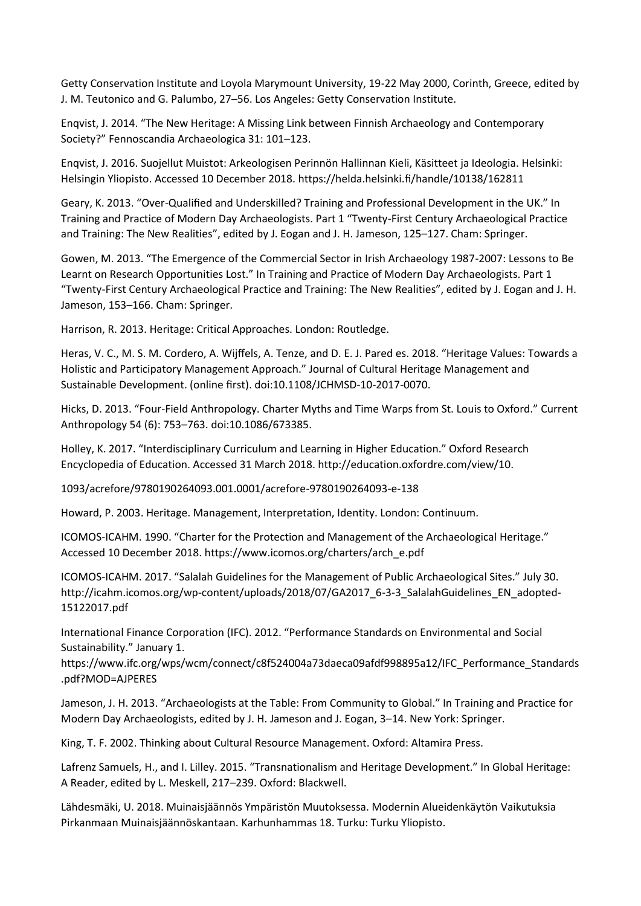Getty Conservation Institute and Loyola Marymount University, 19-22 May 2000, Corinth, Greece, edited by J. M. Teutonico and G. Palumbo, 27–56. Los Angeles: Getty Conservation Institute.

Enqvist, J. 2014. "The New Heritage: A Missing Link between Finnish Archaeology and Contemporary Society?" Fennoscandia Archaeologica 31: 101–123.

Enqvist, J. 2016. Suojellut Muistot: Arkeologisen Perinnön Hallinnan Kieli, Käsitteet ja Ideologia. Helsinki: Helsingin Yliopisto. Accessed 10 December 2018. https://helda.helsinki.fi/handle/10138/162811

Geary, K. 2013. "Over-Qualified and Underskilled? Training and Professional Development in the UK." In Training and Practice of Modern Day Archaeologists. Part 1 "Twenty-First Century Archaeological Practice and Training: The New Realities", edited by J. Eogan and J. H. Jameson, 125–127. Cham: Springer.

Gowen, M. 2013. "The Emergence of the Commercial Sector in Irish Archaeology 1987-2007: Lessons to Be Learnt on Research Opportunities Lost." In Training and Practice of Modern Day Archaeologists. Part 1 "Twenty-First Century Archaeological Practice and Training: The New Realities", edited by J. Eogan and J. H. Jameson, 153–166. Cham: Springer.

Harrison, R. 2013. Heritage: Critical Approaches. London: Routledge.

Heras, V. C., M. S. M. Cordero, A. Wijffels, A. Tenze, and D. E. J. Pared es. 2018. "Heritage Values: Towards a Holistic and Participatory Management Approach." Journal of Cultural Heritage Management and Sustainable Development. (online first). doi:10.1108/JCHMSD-10-2017-0070.

Hicks, D. 2013. "Four-Field Anthropology. Charter Myths and Time Warps from St. Louis to Oxford." Current Anthropology 54 (6): 753–763. doi:10.1086/673385.

Holley, K. 2017. "Interdisciplinary Curriculum and Learning in Higher Education." Oxford Research Encyclopedia of Education. Accessed 31 March 2018. http://education.oxfordre.com/view/10.

1093/acrefore/9780190264093.001.0001/acrefore-9780190264093-e-138

Howard, P. 2003. Heritage. Management, Interpretation, Identity. London: Continuum.

ICOMOS-ICAHM. 1990. "Charter for the Protection and Management of the Archaeological Heritage." Accessed 10 December 2018. https://www.icomos.org/charters/arch_e.pdf

ICOMOS-ICAHM. 2017. "Salalah Guidelines for the Management of Public Archaeological Sites." July 30. http://icahm.icomos.org/wp-content/uploads/2018/07/GA2017_6-3-3_SalalahGuidelines_EN_adopted-15122017.pdf

International Finance Corporation (IFC). 2012. "Performance Standards on Environmental and Social Sustainability." January 1. https://www.ifc.org/wps/wcm/connect/c8f524004a73daeca09afdf998895a12/IFC_Performance_Standards.pdf?MOD=AJPERES

Jameson, J. H. 2013. "Archaeologists at the Table: From Community to Global." In Training and Practice for Modern Day Archaeologists, edited by J. H. Jameson and J. Eogan, 3–14. New York: Springer.

King, T. F. 2002. Thinking about Cultural Resource Management. Oxford: Altamira Press.

Lafrenz Samuels, H., and I. Lilley. 2015. "Transnationalism and Heritage Development." In Global Heritage: A Reader, edited by L. Meskell, 217–239. Oxford: Blackwell.

Lähdesmäki, U. 2018. Muinaisjäännös Ympäristön Muutoksessa. Modernin Alueidenkäytön Vaikutuksia Pirkanmaan Muinaisjäännöskantaan. Karhunhammas 18. Turku: Turku Yliopisto.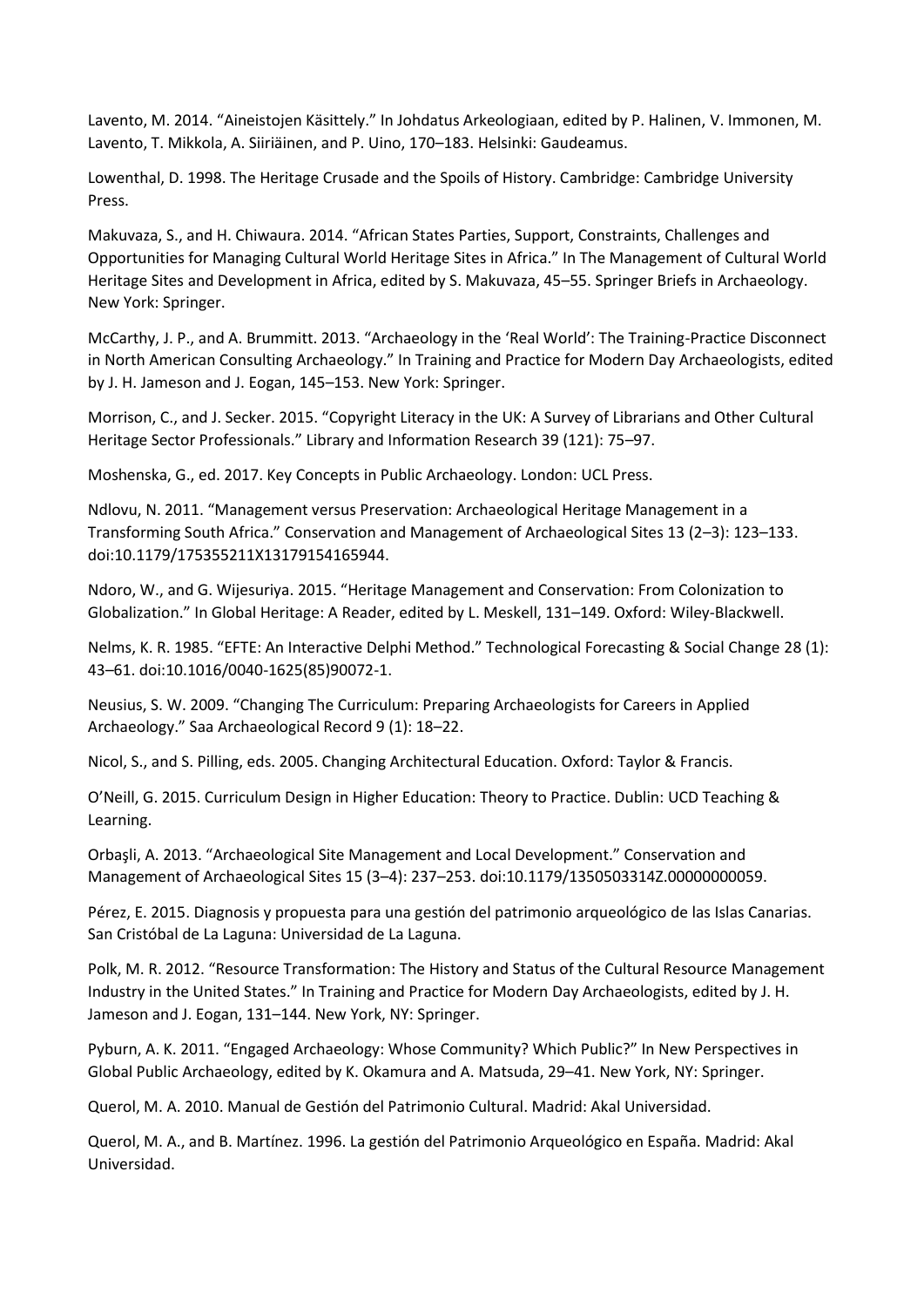Lavento, M. 2014. “Aineistojen Käsittely.” In Johdatus Arkeologiaan, edited by P. Halinen, V. Immonen, M. Lavento, T. Mikkola, A. Siiriäinen, and P. Uino, 170–183. Helsinki: Gaudeamus.

Lowenthal, D. 1998. The Heritage Crusade and the Spoils of History. Cambridge: Cambridge University Press.

Makuvaza, S., and H. Chiwaura. 2014. “African States Parties, Support, Constraints, Challenges and Opportunities for Managing Cultural World Heritage Sites in Africa.” In The Management of Cultural World Heritage Sites and Development in Africa, edited by S. Makuvaza, 45–55. Springer Briefs in Archaeology. New York: Springer.

McCarthy, J. P., and A. Brummitt. 2013. “Archaeology in the ‘Real World’: The Training-Practice Disconnect in North American Consulting Archaeology.” In Training and Practice for Modern Day Archaeologists, edited by J. H. Jameson and J. Eogan, 145–153. New York: Springer.

Morrison, C., and J. Secker. 2015. “Copyright Literacy in the UK: A Survey of Librarians and Other Cultural Heritage Sector Professionals.” Library and Information Research 39 (121): 75–97.

Moshenska, G., ed. 2017. Key Concepts in Public Archaeology. London: UCL Press.

Ndlovu, N. 2011. “Management versus Preservation: Archaeological Heritage Management in a Transforming South Africa.” Conservation and Management of Archaeological Sites 13 (2–3): 123–133. doi:10.1179/175355211X13179154165944.

Ndoro, W., and G. Wijesuriya. 2015. “Heritage Management and Conservation: From Colonization to Globalization.” In Global Heritage: A Reader, edited by L. Meskell, 131–149. Oxford: Wiley-Blackwell.

Nelms, K. R. 1985. “EFTE: An Interactive Delphi Method.” Technological Forecasting & Social Change 28 (1): 43–61. doi:10.1016/0040-1625(85)90072-1.

Neusius, S. W. 2009. “Changing The Curriculum: Preparing Archaeologists for Careers in Applied Archaeology.” Saa Archaeological Record 9 (1): 18–22.

Nicol, S., and S. Pilling, eds. 2005. Changing Architectural Education. Oxford: Taylor & Francis.

O’Neill, G. 2015. Curriculum Design in Higher Education: Theory to Practice. Dublin: UCD Teaching & Learning.

Orbaşli, A. 2013. “Archaeological Site Management and Local Development.” Conservation and Management of Archaeological Sites 15 (3–4): 237–253. doi:10.1179/1350503314Z.00000000059.

Pérez, E. 2015. Diagnosis y propuesta para una gestión del patrimonio arqueológico de las Islas Canarias. San Cristóbal de La Laguna: Universidad de La Laguna.

Polk, M. R. 2012. “Resource Transformation: The History and Status of the Cultural Resource Management Industry in the United States.” In Training and Practice for Modern Day Archaeologists, edited by J. H. Jameson and J. Eogan, 131–144. New York, NY: Springer.

Pyburn, A. K. 2011. “Engaged Archaeology: Whose Community? Which Public?” In New Perspectives in Global Public Archaeology, edited by K. Okamura and A. Matsuda, 29–41. New York, NY: Springer.

Querol, M. A. 2010. Manual de Gestión del Patrimonio Cultural. Madrid: Akal Universidad.

Querol, M. A., and B. Martínez. 1996. La gestión del Patrimonio Arqueológico en España. Madrid: Akal Universidad.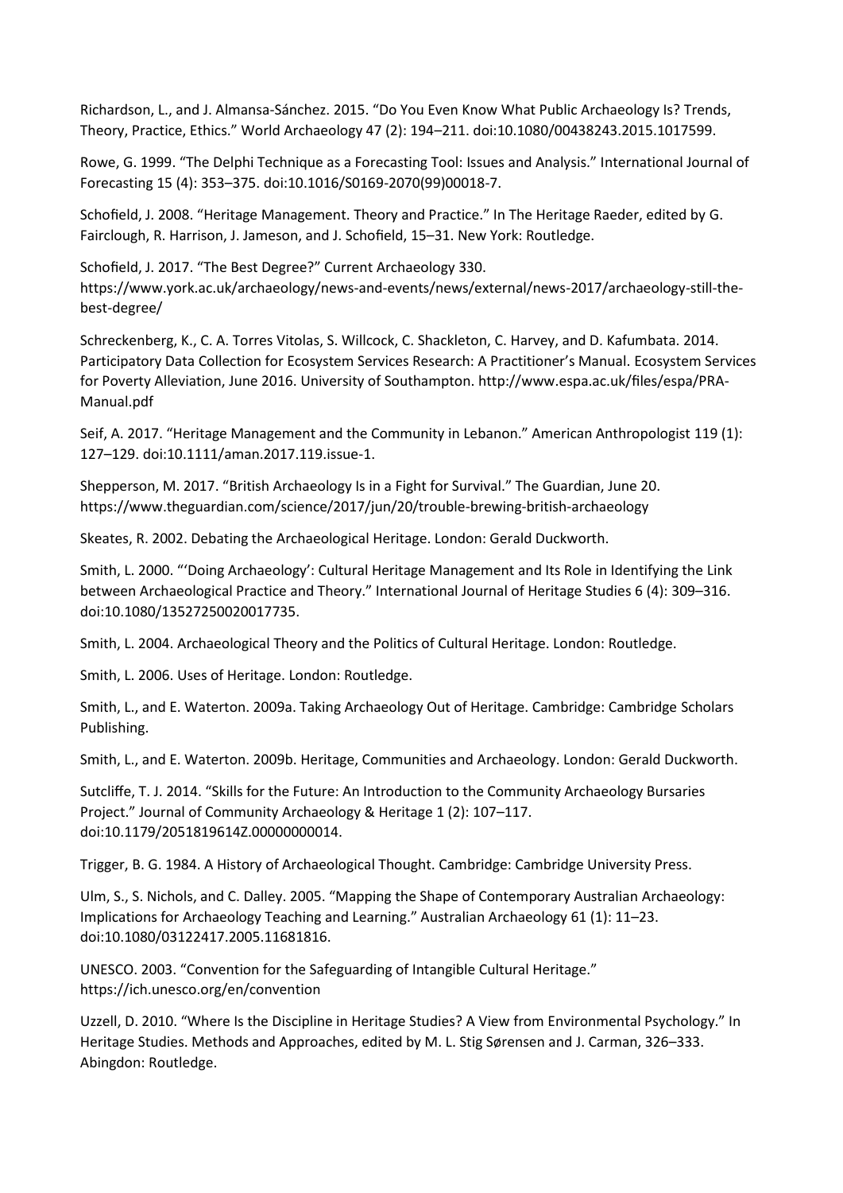Richardson, L., and J. Almansa-Sánchez. 2015. "Do You Even Know What Public Archaeology Is? Trends, Theory, Practice, Ethics." World Archaeology 47 (2): 194–211. doi:10.1080/00438243.2015.1017599.

Rowe, G. 1999. "The Delphi Technique as a Forecasting Tool: Issues and Analysis." International Journal of Forecasting 15 (4): 353–375. doi:10.1016/S0169-2070(99)00018-7.

Schofield, J. 2008. "Heritage Management. Theory and Practice." In The Heritage Raeder, edited by G. Fairclough, R. Harrison, J. Jameson, and J. Schofield, 15–31. New York: Routledge.

Schofield, J. 2017. "The Best Degree?" Current Archaeology 330. https://www.york.ac.uk/archaeology/news-and-events/news/external/news-2017/archaeology-still-the-best-degree/

Schreckenberg, K., C. A. Torres Vitolas, S. Willcock, C. Shackleton, C. Harvey, and D. Kafumbata. 2014. Participatory Data Collection for Ecosystem Services Research: A Practitioner's Manual. Ecosystem Services for Poverty Alleviation, June 2016. University of Southampton. http://www.espa.ac.uk/files/espa/PRA-Manual.pdf

Seif, A. 2017. "Heritage Management and the Community in Lebanon." American Anthropologist 119 (1): 127–129. doi:10.1111/aman.2017.119.issue-1.

Shepperson, M. 2017. "British Archaeology Is in a Fight for Survival." The Guardian, June 20. https://www.theguardian.com/science/2017/jun/20/trouble-brewing-british-archaeology

Skeates, R. 2002. Debating the Archaeological Heritage. London: Gerald Duckworth.

Smith, L. 2000. "'Doing Archaeology': Cultural Heritage Management and Its Role in Identifying the Link between Archaeological Practice and Theory." International Journal of Heritage Studies 6 (4): 309–316. doi:10.1080/13527250020017735.

Smith, L. 2004. Archaeological Theory and the Politics of Cultural Heritage. London: Routledge.

Smith, L. 2006. Uses of Heritage. London: Routledge.

Smith, L., and E. Waterton. 2009a. Taking Archaeology Out of Heritage. Cambridge: Cambridge Scholars Publishing.

Smith, L., and E. Waterton. 2009b. Heritage, Communities and Archaeology. London: Gerald Duckworth.

Sutcliffe, T. J. 2014. "Skills for the Future: An Introduction to the Community Archaeology Bursaries Project." Journal of Community Archaeology & Heritage 1 (2): 107–117. doi:10.1179/2051819614Z.00000000014.

Trigger, B. G. 1984. A History of Archaeological Thought. Cambridge: Cambridge University Press.

Ulm, S., S. Nichols, and C. Dalley. 2005. "Mapping the Shape of Contemporary Australian Archaeology: Implications for Archaeology Teaching and Learning." Australian Archaeology 61 (1): 11–23. doi:10.1080/03122417.2005.11681816.

UNESCO. 2003. "Convention for the Safeguarding of Intangible Cultural Heritage." https://ich.unesco.org/en/convention

Uzzell, D. 2010. "Where Is the Discipline in Heritage Studies? A View from Environmental Psychology." In Heritage Studies. Methods and Approaches, edited by M. L. Stig Sørensen and J. Carman, 326–333. Abingdon: Routledge.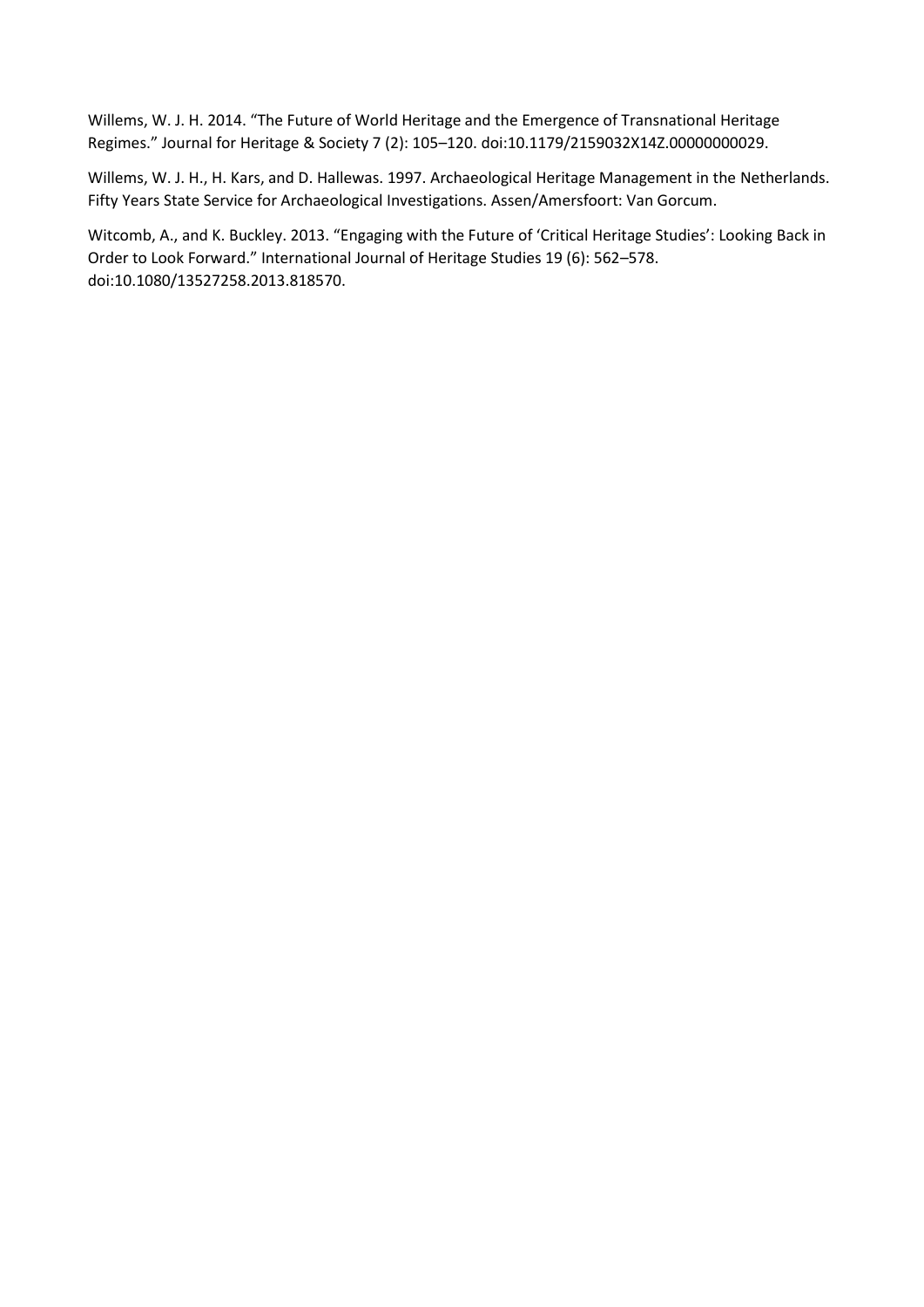Willems, W. J. H. 2014. “The Future of World Heritage and the Emergence of Transnational Heritage Regimes.” Journal for Heritage & Society 7 (2): 105–120. doi:10.1179/2159032X14Z.00000000029.

Willems, W. J. H., H. Kars, and D. Hallewas. 1997. Archaeological Heritage Management in the Netherlands. Fifty Years State Service for Archaeological Investigations. Assen/Amersfoort: Van Gorcum.

Witcomb, A., and K. Buckley. 2013. “Engaging with the Future of ‘Critical Heritage Studies’: Looking Back in Order to Look Forward.” International Journal of Heritage Studies 19 (6): 562–578. doi:10.1080/13527258.2013.818570.